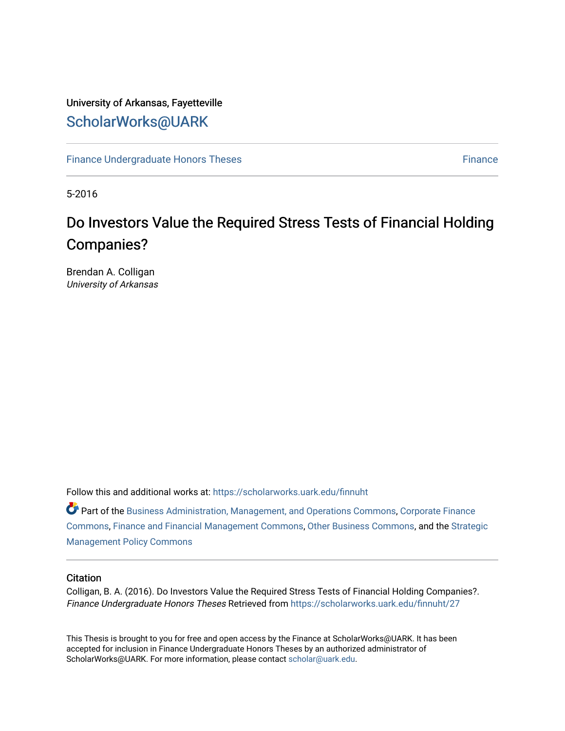University of Arkansas, Fayetteville

ScholarWorks@UARK

Finance Undergraduate Honors Theses | Finance

5-2016

# Do Investors Value the Required Stress Tests of Financial Holding Companies?

Brendan A. Colligan
*University of Arkansas*

Follow this and additional works at: https://scholarworks.uark.edu/finnuht

Part of the Business Administration, Management, and Operations Commons, Corporate Finance Commons, Finance and Financial Management Commons, Other Business Commons, and the Strategic Management Policy Commons

## Citation

Colligan, B. A. (2016). Do Investors Value the Required Stress Tests of Financial Holding Companies?. *Finance Undergraduate Honors Theses* Retrieved from https://scholarworks.uark.edu/finnuht/27

This Thesis is brought to you for free and open access by the Finance at ScholarWorks@UARK. It has been accepted for inclusion in Finance Undergraduate Honors Theses by an authorized administrator of ScholarWorks@UARK. For more information, please contact scholar@uark.edu.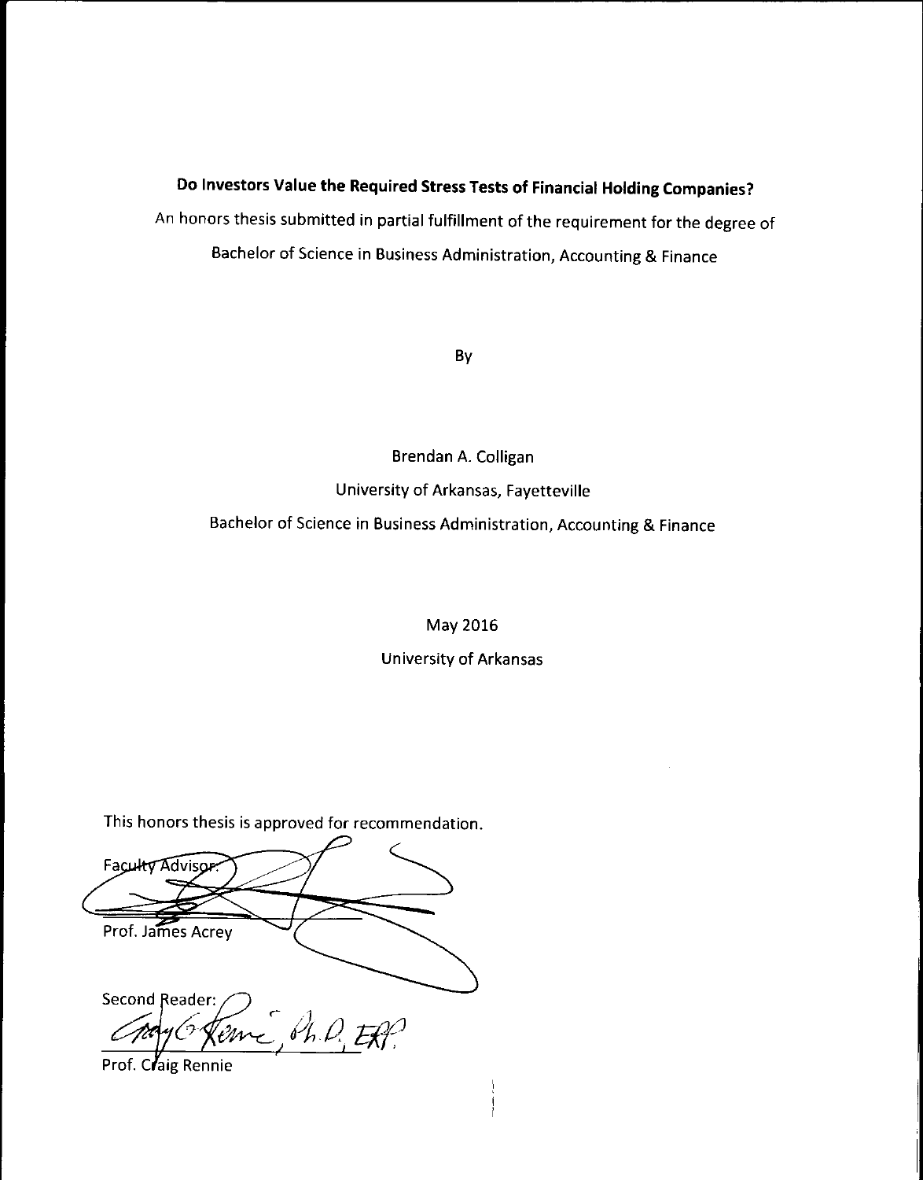# Do Investors Value the Required Stress Tests of Financial Holding Companies?

An honors thesis submitted in partial fulfillment of the requirement for the degree of Bachelor of Science in Business Administration, Accounting & Finance

By

Brendan A. Colligan

University of Arkansas, Fayetteville

Bachelor of Science in Business Administration, Accounting & Finance

May 2016

University of Arkansas

This honors thesis is approved for recommendation.

Faculty Advisor:

Prof. James Acrey

Second Reader:

Prof. Craig Rennie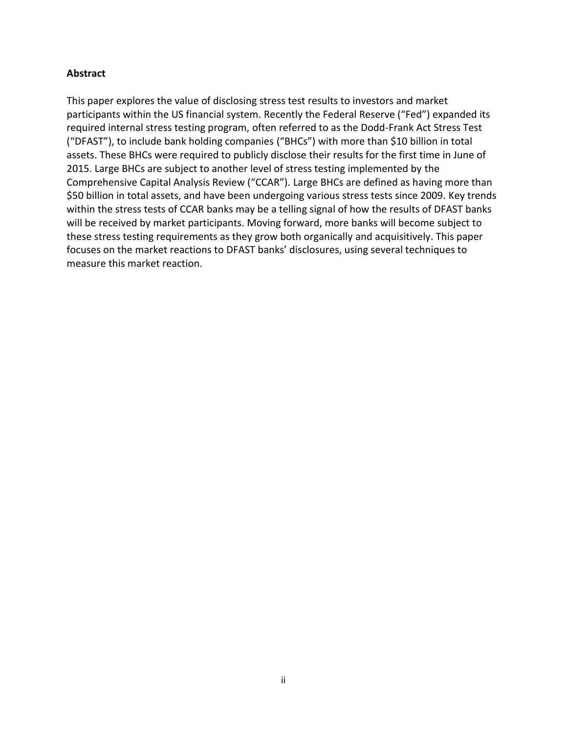**Abstract**

This paper explores the value of disclosing stress test results to investors and market participants within the US financial system. Recently the Federal Reserve ("Fed") expanded its required internal stress testing program, often referred to as the Dodd-Frank Act Stress Test ("DFAST"), to include bank holding companies ("BHCs") with more than $10 billion in total assets. These BHCs were required to publicly disclose their results for the first time in June of 2015. Large BHCs are subject to another level of stress testing implemented by the Comprehensive Capital Analysis Review ("CCAR"). Large BHCs are defined as having more than $50 billion in total assets, and have been undergoing various stress tests since 2009. Key trends within the stress tests of CCAR banks may be a telling signal of how the results of DFAST banks will be received by market participants. Moving forward, more banks will become subject to these stress testing requirements as they grow both organically and acquisitively. This paper focuses on the market reactions to DFAST banks' disclosures, using several techniques to measure this market reaction.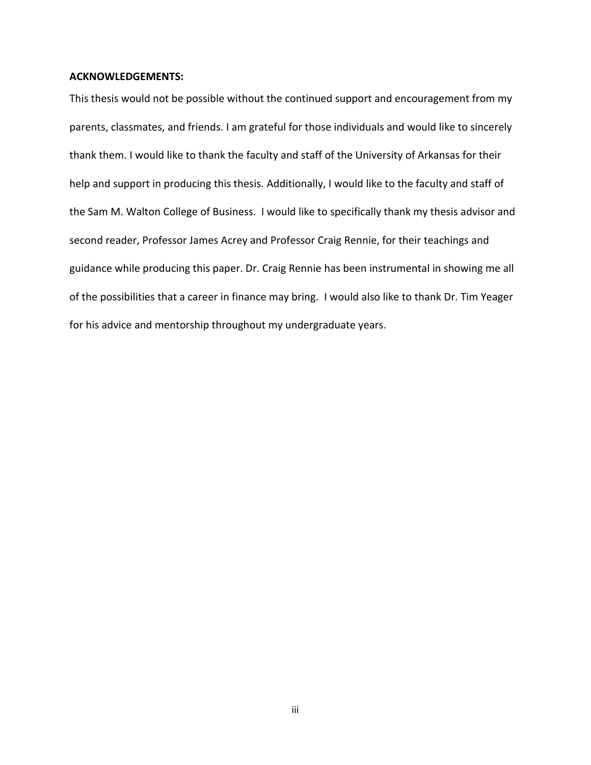**ACKNOWLEDGEMENTS:**

This thesis would not be possible without the continued support and encouragement from my parents, classmates, and friends. I am grateful for those individuals and would like to sincerely thank them. I would like to thank the faculty and staff of the University of Arkansas for their help and support in producing this thesis. Additionally, I would like to the faculty and staff of the Sam M. Walton College of Business. I would like to specifically thank my thesis advisor and second reader, Professor James Acrey and Professor Craig Rennie, for their teachings and guidance while producing this paper. Dr. Craig Rennie has been instrumental in showing me all of the possibilities that a career in finance may bring. I would also like to thank Dr. Tim Yeager for his advice and mentorship throughout my undergraduate years.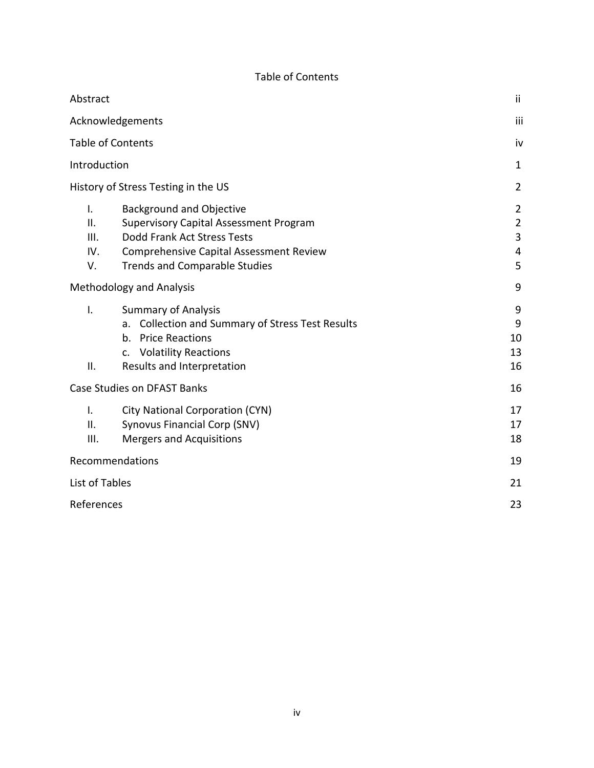# Table of Contents

| | |
|---|---|
| Abstract | ii |
| Acknowledgements | iii |
| Table of Contents | iv |
| Introduction | 1 |
| History of Stress Testing in the US | 2 |
| I. Background and Objective | 2 |
| II. Supervisory Capital Assessment Program | 2 |
| III. Dodd Frank Act Stress Tests | 3 |
| IV. Comprehensive Capital Assessment Review | 4 |
| V. Trends and Comparable Studies | 5 |
| Methodology and Analysis | 9 |
| I. Summary of Analysis | 9 |
| a. Collection and Summary of Stress Test Results | 9 |
| b. Price Reactions | 10 |
| c. Volatility Reactions | 13 |
| II. Results and Interpretation | 16 |
| Case Studies on DFAST Banks | 16 |
| I. City National Corporation (CYN) | 17 |
| II. Synovus Financial Corp (SNV) | 17 |
| III. Mergers and Acquisitions | 18 |
| Recommendations | 19 |
| List of Tables | 21 |
| References | 23 |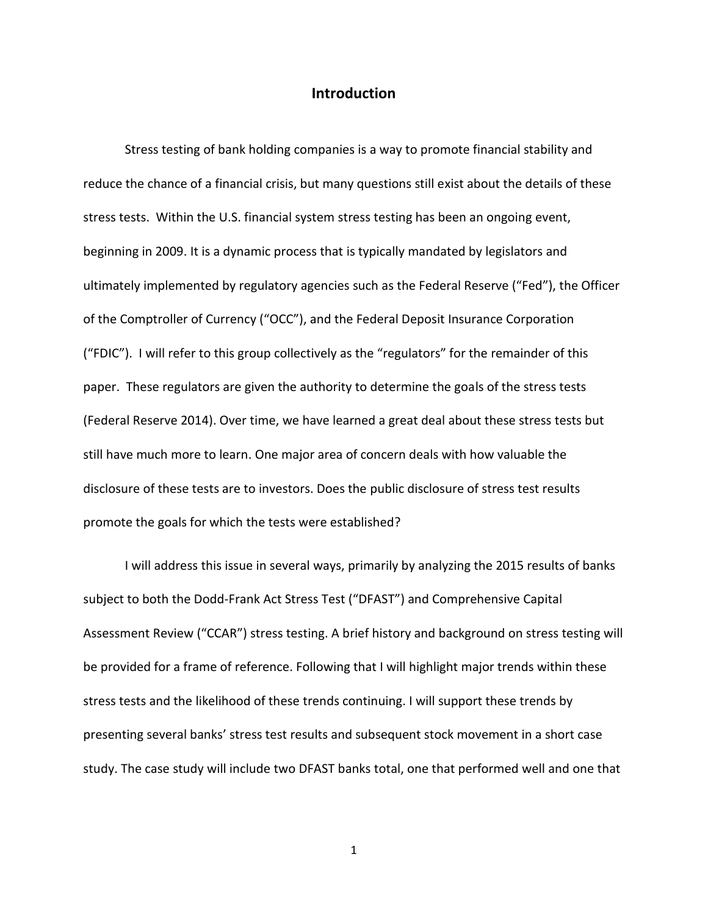# Introduction

Stress testing of bank holding companies is a way to promote financial stability and reduce the chance of a financial crisis, but many questions still exist about the details of these stress tests. Within the U.S. financial system stress testing has been an ongoing event, beginning in 2009. It is a dynamic process that is typically mandated by legislators and ultimately implemented by regulatory agencies such as the Federal Reserve ("Fed"), the Officer of the Comptroller of Currency ("OCC"), and the Federal Deposit Insurance Corporation ("FDIC"). I will refer to this group collectively as the "regulators" for the remainder of this paper. These regulators are given the authority to determine the goals of the stress tests (Federal Reserve 2014). Over time, we have learned a great deal about these stress tests but still have much more to learn. One major area of concern deals with how valuable the disclosure of these tests are to investors. Does the public disclosure of stress test results promote the goals for which the tests were established?

I will address this issue in several ways, primarily by analyzing the 2015 results of banks subject to both the Dodd-Frank Act Stress Test ("DFAST") and Comprehensive Capital Assessment Review ("CCAR") stress testing. A brief history and background on stress testing will be provided for a frame of reference. Following that I will highlight major trends within these stress tests and the likelihood of these trends continuing. I will support these trends by presenting several banks' stress test results and subsequent stock movement in a short case study. The case study will include two DFAST banks total, one that performed well and one that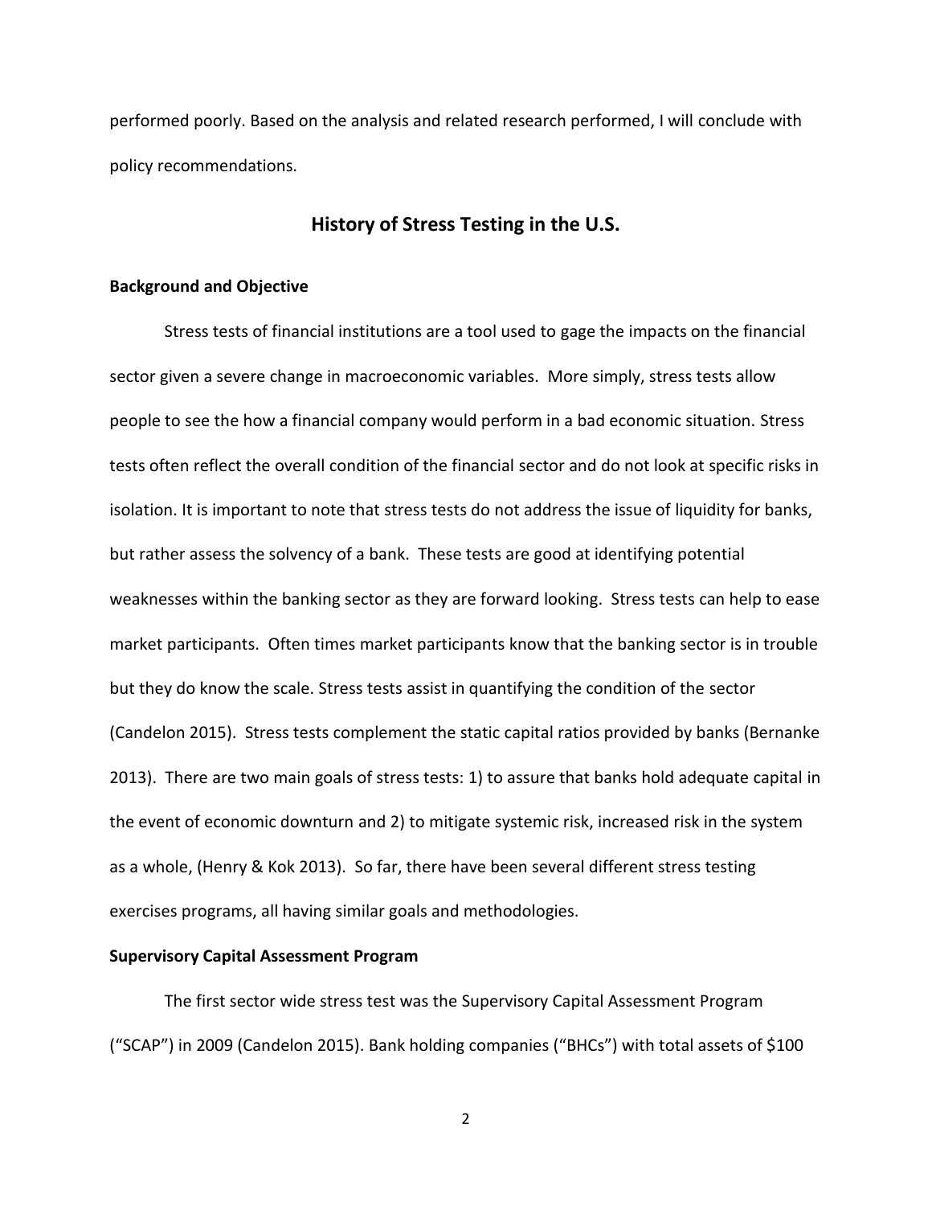performed poorly. Based on the analysis and related research performed, I will conclude with policy recommendations.

## History of Stress Testing in the U.S.

**Background and Objective**

Stress tests of financial institutions are a tool used to gage the impacts on the financial sector given a severe change in macroeconomic variables. More simply, stress tests allow people to see the how a financial company would perform in a bad economic situation. Stress tests often reflect the overall condition of the financial sector and do not look at specific risks in isolation. It is important to note that stress tests do not address the issue of liquidity for banks, but rather assess the solvency of a bank. These tests are good at identifying potential weaknesses within the banking sector as they are forward looking. Stress tests can help to ease market participants. Often times market participants know that the banking sector is in trouble but they do know the scale. Stress tests assist in quantifying the condition of the sector (Candelon 2015). Stress tests complement the static capital ratios provided by banks (Bernanke 2013). There are two main goals of stress tests: 1) to assure that banks hold adequate capital in the event of economic downturn and 2) to mitigate systemic risk, increased risk in the system as a whole, (Henry & Kok 2013). So far, there have been several different stress testing exercises programs, all having similar goals and methodologies.

**Supervisory Capital Assessment Program**

The first sector wide stress test was the Supervisory Capital Assessment Program ("SCAP") in 2009 (Candelon 2015). Bank holding companies ("BHCs") with total assets of $100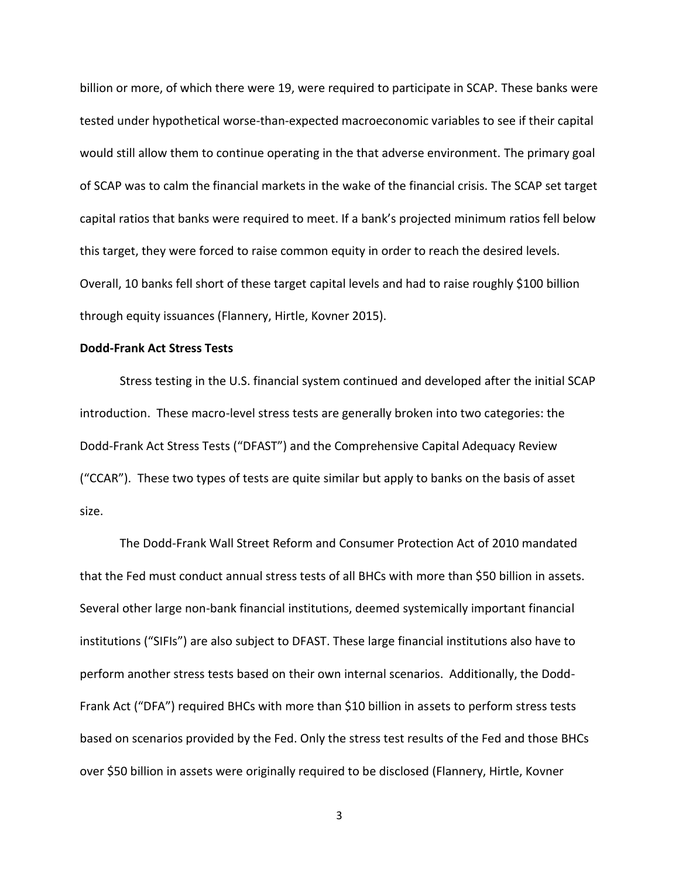billion or more, of which there were 19, were required to participate in SCAP. These banks were tested under hypothetical worse-than-expected macroeconomic variables to see if their capital would still allow them to continue operating in the that adverse environment. The primary goal of SCAP was to calm the financial markets in the wake of the financial crisis. The SCAP set target capital ratios that banks were required to meet. If a bank's projected minimum ratios fell below this target, they were forced to raise common equity in order to reach the desired levels. Overall, 10 banks fell short of these target capital levels and had to raise roughly $100 billion through equity issuances (Flannery, Hirtle, Kovner 2015).

**Dodd-Frank Act Stress Tests**

Stress testing in the U.S. financial system continued and developed after the initial SCAP introduction. These macro-level stress tests are generally broken into two categories: the Dodd-Frank Act Stress Tests ("DFAST") and the Comprehensive Capital Adequacy Review ("CCAR"). These two types of tests are quite similar but apply to banks on the basis of asset size.

The Dodd-Frank Wall Street Reform and Consumer Protection Act of 2010 mandated that the Fed must conduct annual stress tests of all BHCs with more than $50 billion in assets. Several other large non-bank financial institutions, deemed systemically important financial institutions ("SIFIs") are also subject to DFAST. These large financial institutions also have to perform another stress tests based on their own internal scenarios. Additionally, the Dodd-Frank Act ("DFA") required BHCs with more than $10 billion in assets to perform stress tests based on scenarios provided by the Fed. Only the stress test results of the Fed and those BHCs over $50 billion in assets were originally required to be disclosed (Flannery, Hirtle, Kovner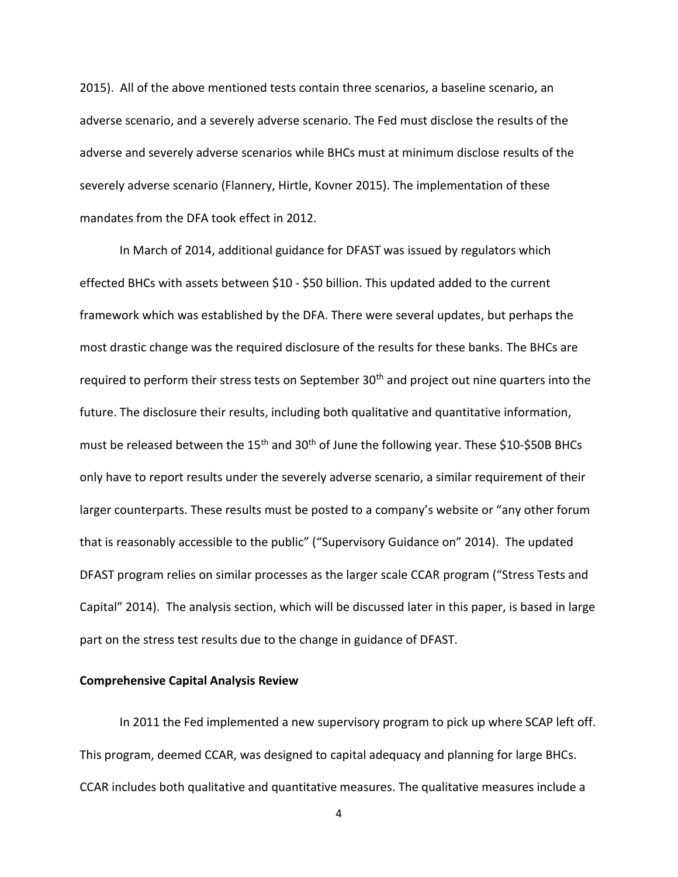2015). All of the above mentioned tests contain three scenarios, a baseline scenario, an adverse scenario, and a severely adverse scenario. The Fed must disclose the results of the adverse and severely adverse scenarios while BHCs must at minimum disclose results of the severely adverse scenario (Flannery, Hirtle, Kovner 2015). The implementation of these mandates from the DFA took effect in 2012.

In March of 2014, additional guidance for DFAST was issued by regulators which effected BHCs with assets between $10 - $50 billion. This updated added to the current framework which was established by the DFA. There were several updates, but perhaps the most drastic change was the required disclosure of the results for these banks. The BHCs are required to perform their stress tests on September 30th and project out nine quarters into the future. The disclosure their results, including both qualitative and quantitative information, must be released between the 15th and 30th of June the following year. These $10-$50B BHCs only have to report results under the severely adverse scenario, a similar requirement of their larger counterparts. These results must be posted to a company's website or "any other forum that is reasonably accessible to the public" ("Supervisory Guidance on" 2014). The updated DFAST program relies on similar processes as the larger scale CCAR program ("Stress Tests and Capital" 2014). The analysis section, which will be discussed later in this paper, is based in large part on the stress test results due to the change in guidance of DFAST.

**Comprehensive Capital Analysis Review**

In 2011 the Fed implemented a new supervisory program to pick up where SCAP left off. This program, deemed CCAR, was designed to capital adequacy and planning for large BHCs. CCAR includes both qualitative and quantitative measures. The qualitative measures include a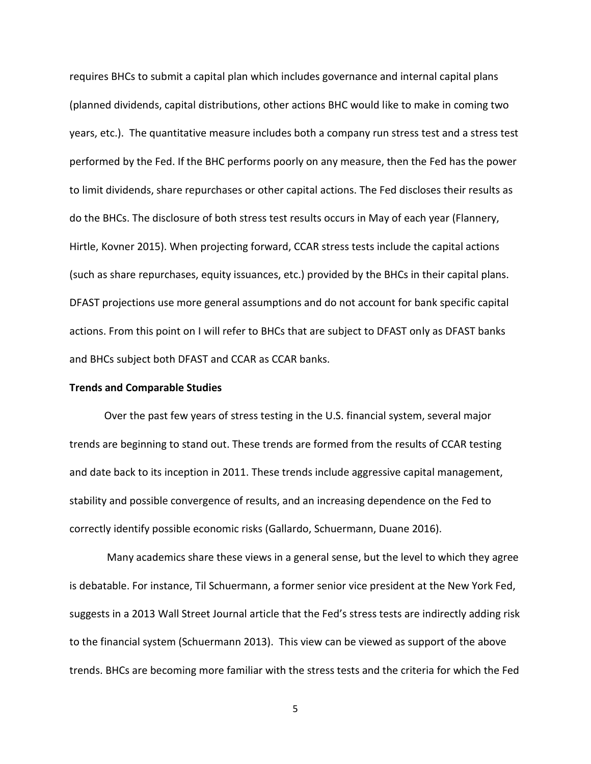requires BHCs to submit a capital plan which includes governance and internal capital plans (planned dividends, capital distributions, other actions BHC would like to make in coming two years, etc.). The quantitative measure includes both a company run stress test and a stress test performed by the Fed. If the BHC performs poorly on any measure, then the Fed has the power to limit dividends, share repurchases or other capital actions. The Fed discloses their results as do the BHCs. The disclosure of both stress test results occurs in May of each year (Flannery, Hirtle, Kovner 2015). When projecting forward, CCAR stress tests include the capital actions (such as share repurchases, equity issuances, etc.) provided by the BHCs in their capital plans. DFAST projections use more general assumptions and do not account for bank specific capital actions. From this point on I will refer to BHCs that are subject to DFAST only as DFAST banks and BHCs subject both DFAST and CCAR as CCAR banks.

**Trends and Comparable Studies**

Over the past few years of stress testing in the U.S. financial system, several major trends are beginning to stand out. These trends are formed from the results of CCAR testing and date back to its inception in 2011. These trends include aggressive capital management, stability and possible convergence of results, and an increasing dependence on the Fed to correctly identify possible economic risks (Gallardo, Schuermann, Duane 2016).

Many academics share these views in a general sense, but the level to which they agree is debatable. For instance, Til Schuermann, a former senior vice president at the New York Fed, suggests in a 2013 Wall Street Journal article that the Fed's stress tests are indirectly adding risk to the financial system (Schuermann 2013). This view can be viewed as support of the above trends. BHCs are becoming more familiar with the stress tests and the criteria for which the Fed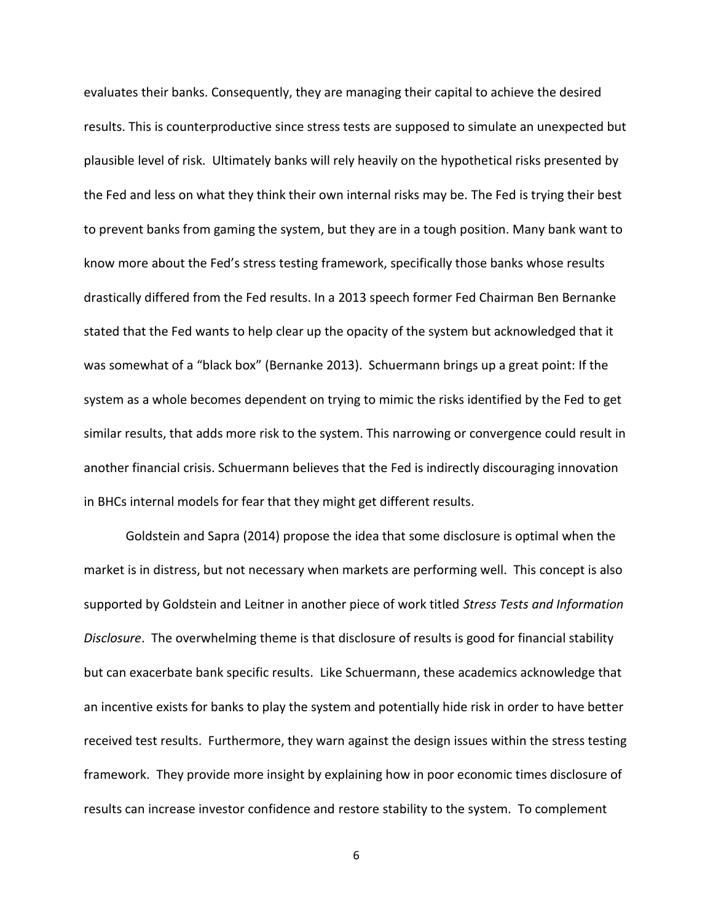evaluates their banks. Consequently, they are managing their capital to achieve the desired results. This is counterproductive since stress tests are supposed to simulate an unexpected but plausible level of risk. Ultimately banks will rely heavily on the hypothetical risks presented by the Fed and less on what they think their own internal risks may be. The Fed is trying their best to prevent banks from gaming the system, but they are in a tough position. Many bank want to know more about the Fed's stress testing framework, specifically those banks whose results drastically differed from the Fed results. In a 2013 speech former Fed Chairman Ben Bernanke stated that the Fed wants to help clear up the opacity of the system but acknowledged that it was somewhat of a "black box" (Bernanke 2013). Schuermann brings up a great point: If the system as a whole becomes dependent on trying to mimic the risks identified by the Fed to get similar results, that adds more risk to the system. This narrowing or convergence could result in another financial crisis. Schuermann believes that the Fed is indirectly discouraging innovation in BHCs internal models for fear that they might get different results.

Goldstein and Sapra (2014) propose the idea that some disclosure is optimal when the market is in distress, but not necessary when markets are performing well. This concept is also supported by Goldstein and Leitner in another piece of work titled *Stress Tests and Information Disclosure*. The overwhelming theme is that disclosure of results is good for financial stability but can exacerbate bank specific results. Like Schuermann, these academics acknowledge that an incentive exists for banks to play the system and potentially hide risk in order to have better received test results. Furthermore, they warn against the design issues within the stress testing framework. They provide more insight by explaining how in poor economic times disclosure of results can increase investor confidence and restore stability to the system. To complement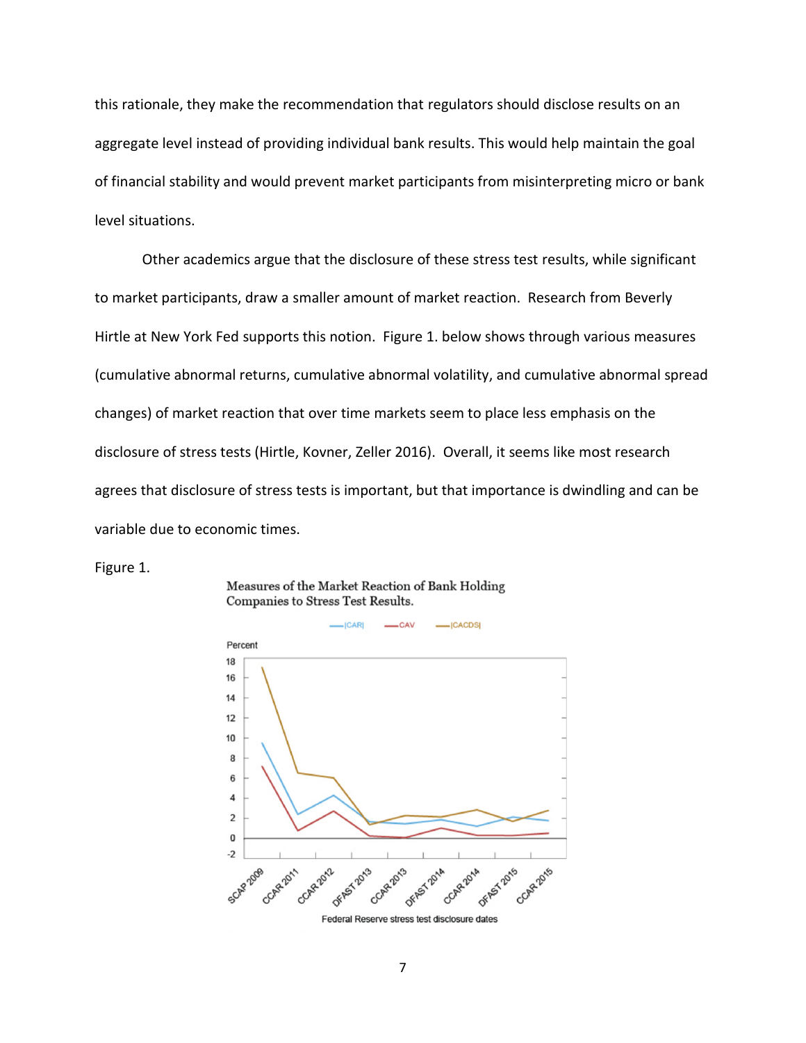this rationale, they make the recommendation that regulators should disclose results on an aggregate level instead of providing individual bank results. This would help maintain the goal of financial stability and would prevent market participants from misinterpreting micro or bank level situations.

Other academics argue that the disclosure of these stress test results, while significant to market participants, draw a smaller amount of market reaction. Research from Beverly Hirtle at New York Fed supports this notion. Figure 1. below shows through various measures (cumulative abnormal returns, cumulative abnormal volatility, and cumulative abnormal spread changes) of market reaction that over time markets seem to place less emphasis on the disclosure of stress tests (Hirtle, Kovner, Zeller 2016). Overall, it seems like most research agrees that disclosure of stress tests is important, but that importance is dwindling and can be variable due to economic times.

Figure 1.

Measures of the Market Reaction of Bank Holding Companies to Stress Test Results.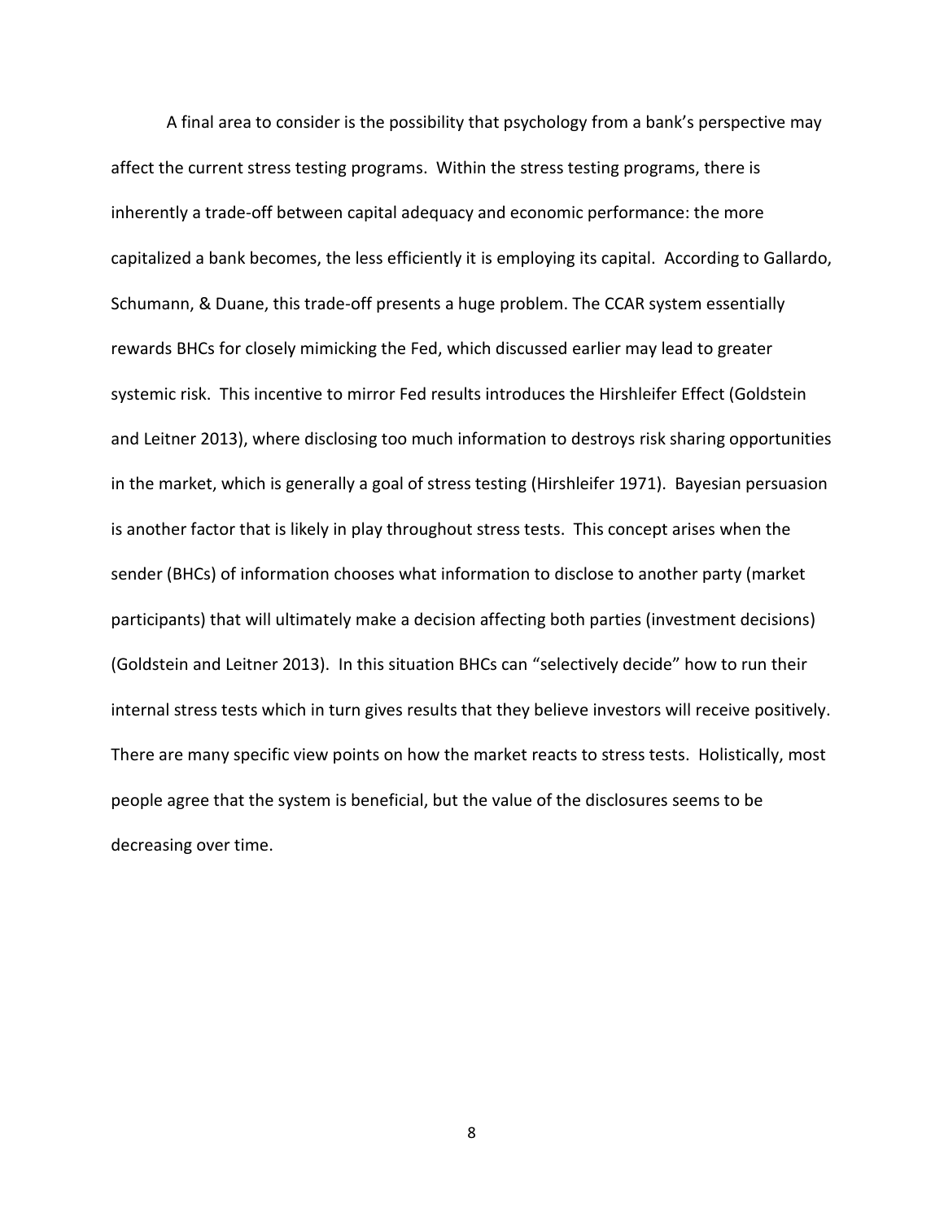A final area to consider is the possibility that psychology from a bank's perspective may affect the current stress testing programs. Within the stress testing programs, there is inherently a trade-off between capital adequacy and economic performance: the more capitalized a bank becomes, the less efficiently it is employing its capital. According to Gallardo, Schumann, & Duane, this trade-off presents a huge problem. The CCAR system essentially rewards BHCs for closely mimicking the Fed, which discussed earlier may lead to greater systemic risk. This incentive to mirror Fed results introduces the Hirshleifer Effect (Goldstein and Leitner 2013), where disclosing too much information to destroys risk sharing opportunities in the market, which is generally a goal of stress testing (Hirshleifer 1971). Bayesian persuasion is another factor that is likely in play throughout stress tests. This concept arises when the sender (BHCs) of information chooses what information to disclose to another party (market participants) that will ultimately make a decision affecting both parties (investment decisions) (Goldstein and Leitner 2013). In this situation BHCs can "selectively decide" how to run their internal stress tests which in turn gives results that they believe investors will receive positively. There are many specific view points on how the market reacts to stress tests. Holistically, most people agree that the system is beneficial, but the value of the disclosures seems to be decreasing over time.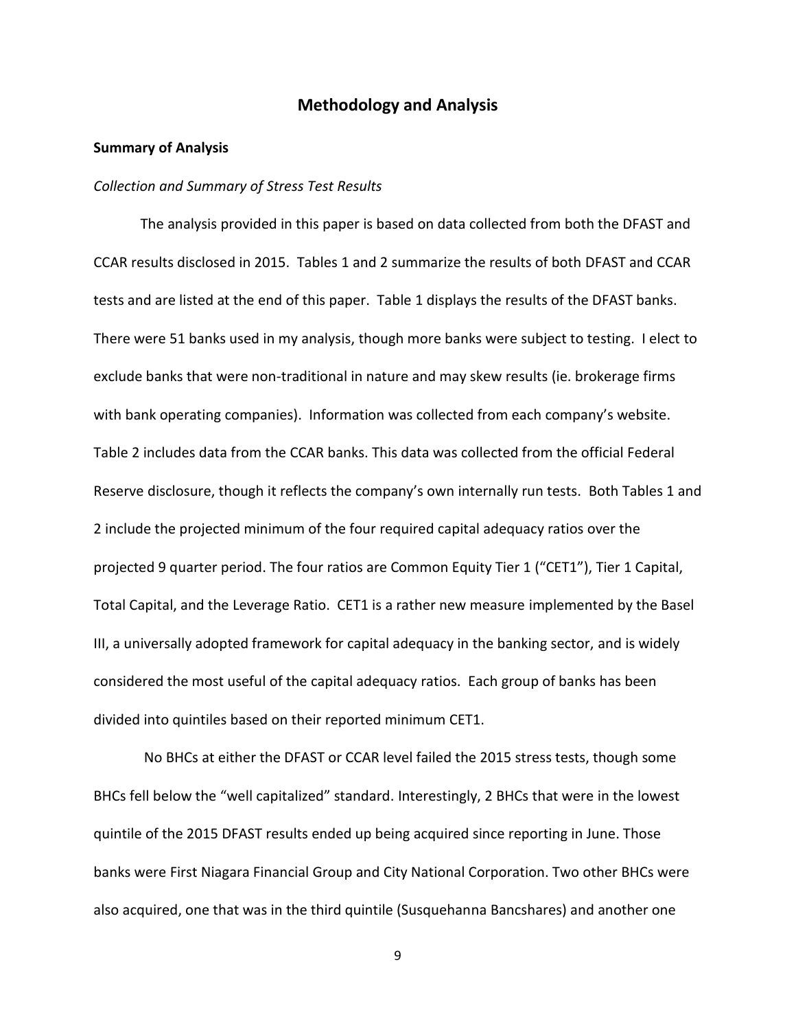## Methodology and Analysis

### Summary of Analysis

*Collection and Summary of Stress Test Results*

The analysis provided in this paper is based on data collected from both the DFAST and CCAR results disclosed in 2015. Tables 1 and 2 summarize the results of both DFAST and CCAR tests and are listed at the end of this paper. Table 1 displays the results of the DFAST banks. There were 51 banks used in my analysis, though more banks were subject to testing. I elect to exclude banks that were non-traditional in nature and may skew results (ie. brokerage firms with bank operating companies). Information was collected from each company's website. Table 2 includes data from the CCAR banks. This data was collected from the official Federal Reserve disclosure, though it reflects the company's own internally run tests. Both Tables 1 and 2 include the projected minimum of the four required capital adequacy ratios over the projected 9 quarter period. The four ratios are Common Equity Tier 1 ("CET1"), Tier 1 Capital, Total Capital, and the Leverage Ratio. CET1 is a rather new measure implemented by the Basel III, a universally adopted framework for capital adequacy in the banking sector, and is widely considered the most useful of the capital adequacy ratios. Each group of banks has been divided into quintiles based on their reported minimum CET1.

No BHCs at either the DFAST or CCAR level failed the 2015 stress tests, though some BHCs fell below the "well capitalized" standard. Interestingly, 2 BHCs that were in the lowest quintile of the 2015 DFAST results ended up being acquired since reporting in June. Those banks were First Niagara Financial Group and City National Corporation. Two other BHCs were also acquired, one that was in the third quintile (Susquehanna Bancshares) and another one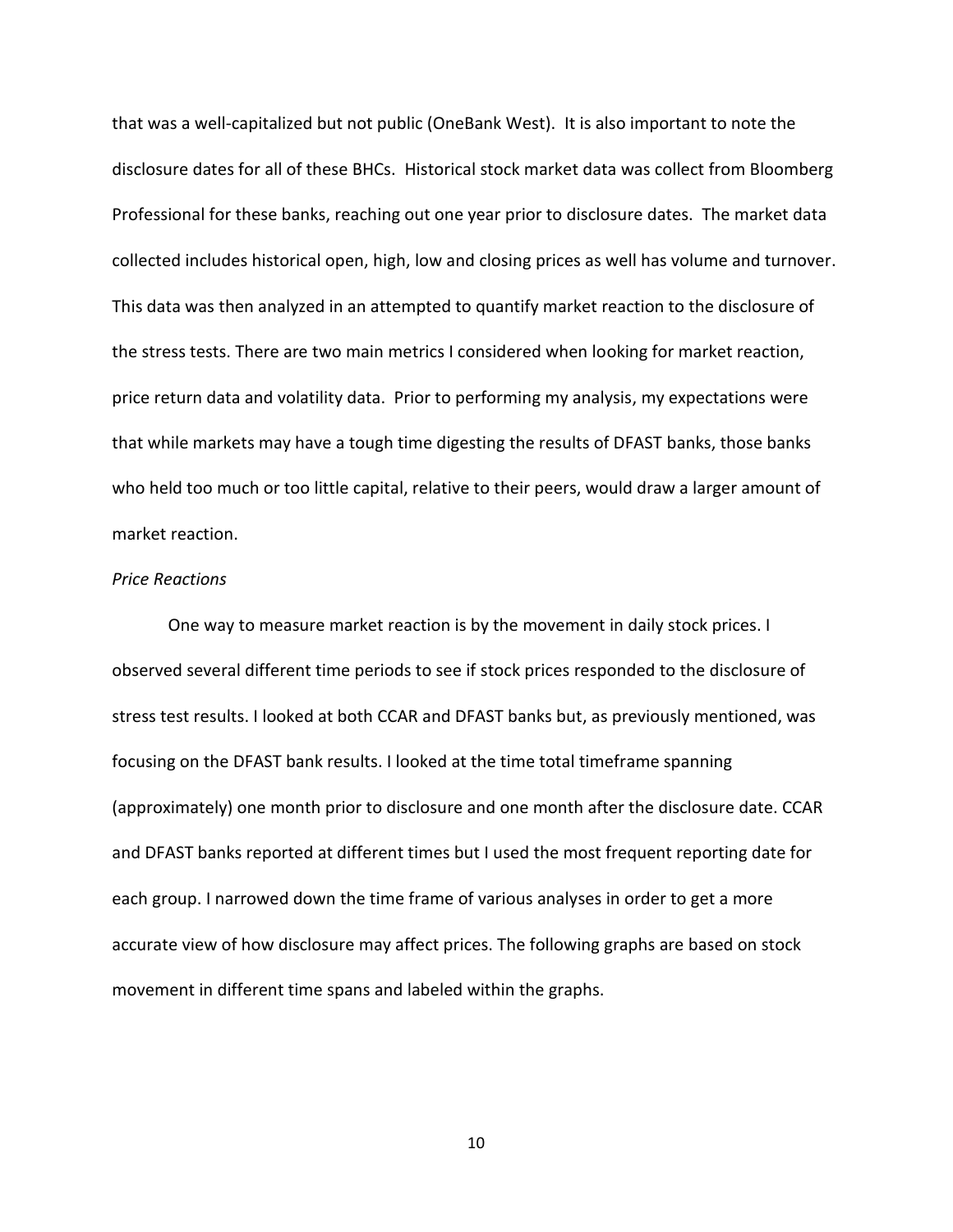that was a well-capitalized but not public (OneBank West). It is also important to note the disclosure dates for all of these BHCs. Historical stock market data was collect from Bloomberg Professional for these banks, reaching out one year prior to disclosure dates. The market data collected includes historical open, high, low and closing prices as well has volume and turnover. This data was then analyzed in an attempted to quantify market reaction to the disclosure of the stress tests. There are two main metrics I considered when looking for market reaction, price return data and volatility data. Prior to performing my analysis, my expectations were that while markets may have a tough time digesting the results of DFAST banks, those banks who held too much or too little capital, relative to their peers, would draw a larger amount of market reaction.

*Price Reactions*

One way to measure market reaction is by the movement in daily stock prices. I observed several different time periods to see if stock prices responded to the disclosure of stress test results. I looked at both CCAR and DFAST banks but, as previously mentioned, was focusing on the DFAST bank results. I looked at the time total timeframe spanning (approximately) one month prior to disclosure and one month after the disclosure date. CCAR and DFAST banks reported at different times but I used the most frequent reporting date for each group. I narrowed down the time frame of various analyses in order to get a more accurate view of how disclosure may affect prices. The following graphs are based on stock movement in different time spans and labeled within the graphs.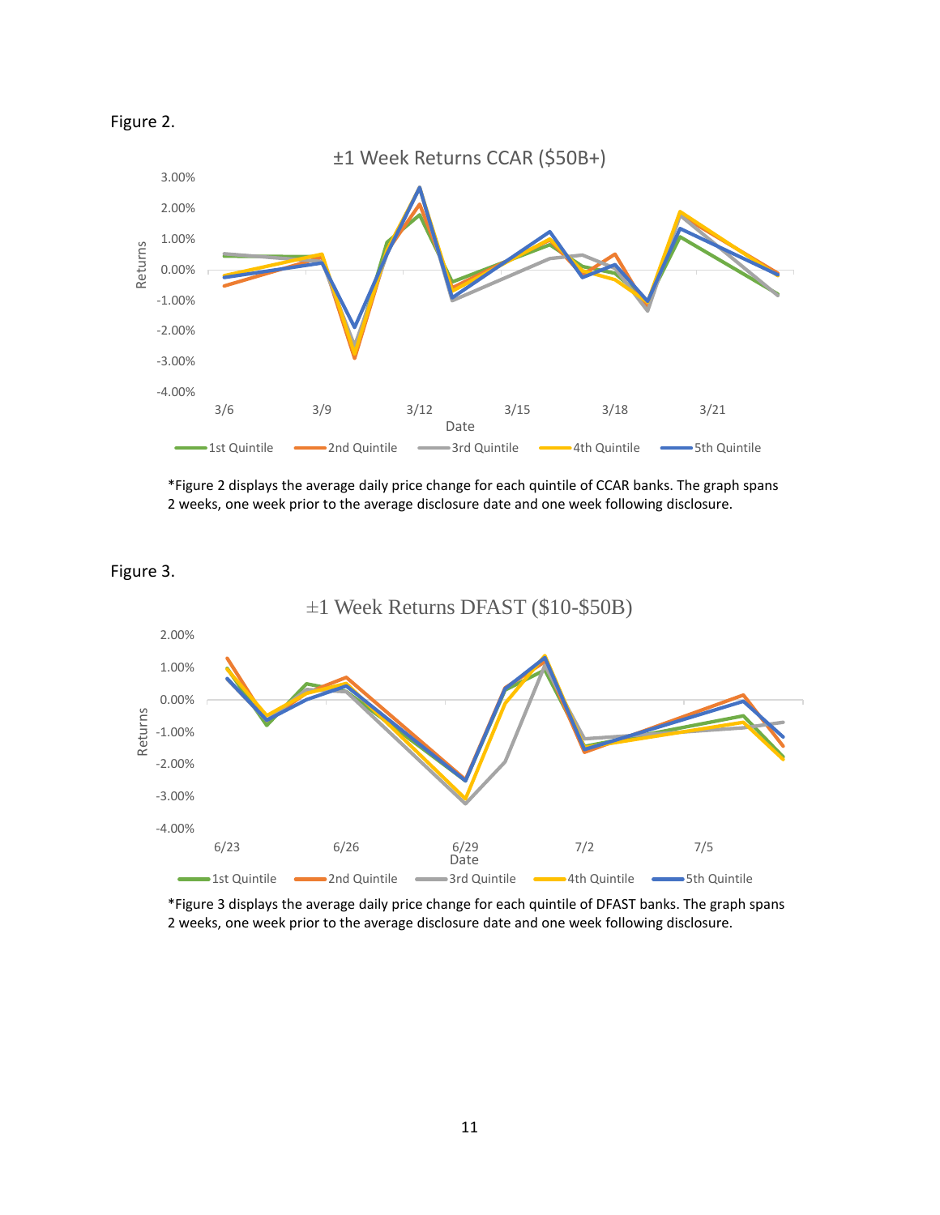Figure 2.

*Figure 2 displays the average daily price change for each quintile of CCAR banks. The graph spans 2 weeks, one week prior to the average disclosure date and one week following disclosure.

Figure 3.

*Figure 3 displays the average daily price change for each quintile of DFAST banks. The graph spans 2 weeks, one week prior to the average disclosure date and one week following disclosure.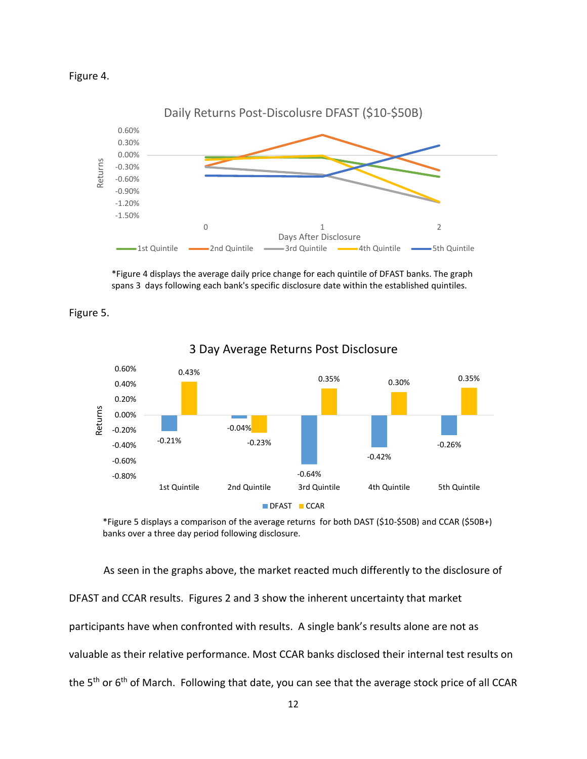Figure 4.

Daily Returns Post-Discolusre DFAST ($10-$50B)

*Figure 4 displays the average daily price change for each quintile of DFAST banks. The graph spans 3 days following each bank's specific disclosure date within the established quintiles.

Figure 5.

3 Day Average Returns Post Disclosure

| | 1st Quintile | 2nd Quintile | 3rd Quintile | 4th Quintile | 5th Quintile |
|---|---|---|---|---|---|
| DFAST | -0.21% | -0.04% | -0.64% | -0.42% | -0.26% |
| CCAR | 0.43% | -0.23% | 0.35% | 0.30% | 0.35% |

*Figure 5 displays a comparison of the average returns for both DAST ($10-$50B) and CCAR ($50B+) banks over a three day period following disclosure.

As seen in the graphs above, the market reacted much differently to the disclosure of DFAST and CCAR results. Figures 2 and 3 show the inherent uncertainty that market participants have when confronted with results. A single bank's results alone are not as valuable as their relative performance. Most CCAR banks disclosed their internal test results on the 5th or 6th of March. Following that date, you can see that the average stock price of all CCAR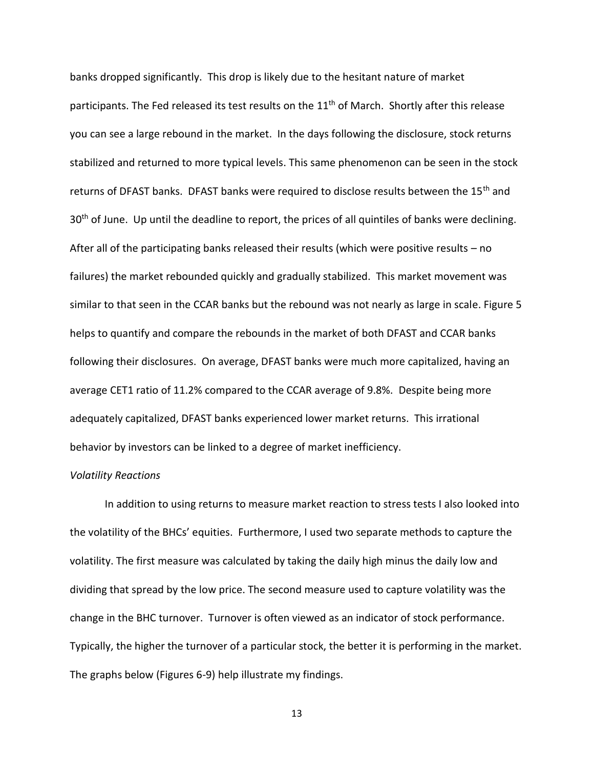banks dropped significantly. This drop is likely due to the hesitant nature of market participants. The Fed released its test results on the 11th of March. Shortly after this release you can see a large rebound in the market. In the days following the disclosure, stock returns stabilized and returned to more typical levels. This same phenomenon can be seen in the stock returns of DFAST banks. DFAST banks were required to disclose results between the 15th and 30th of June. Up until the deadline to report, the prices of all quintiles of banks were declining. After all of the participating banks released their results (which were positive results – no failures) the market rebounded quickly and gradually stabilized. This market movement was similar to that seen in the CCAR banks but the rebound was not nearly as large in scale. Figure 5 helps to quantify and compare the rebounds in the market of both DFAST and CCAR banks following their disclosures. On average, DFAST banks were much more capitalized, having an average CET1 ratio of 11.2% compared to the CCAR average of 9.8%. Despite being more adequately capitalized, DFAST banks experienced lower market returns. This irrational behavior by investors can be linked to a degree of market inefficiency.

*Volatility Reactions*

In addition to using returns to measure market reaction to stress tests I also looked into the volatility of the BHCs' equities. Furthermore, I used two separate methods to capture the volatility. The first measure was calculated by taking the daily high minus the daily low and dividing that spread by the low price. The second measure used to capture volatility was the change in the BHC turnover. Turnover is often viewed as an indicator of stock performance. Typically, the higher the turnover of a particular stock, the better it is performing in the market. The graphs below (Figures 6-9) help illustrate my findings.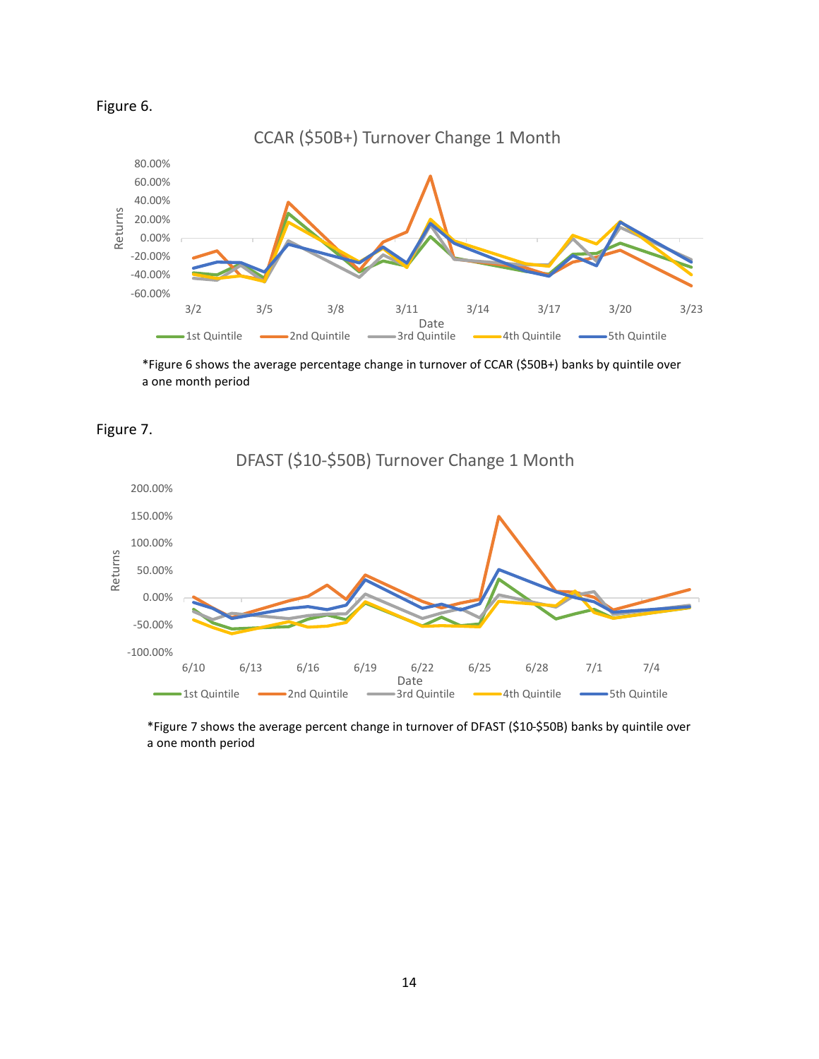Figure 6.

*Figure 6 shows the average percentage change in turnover of CCAR ($50B+) banks by quintile over a one month period

Figure 7.

*Figure 7 shows the average percent change in turnover of DFAST ($10-$50B) banks by quintile over a one month period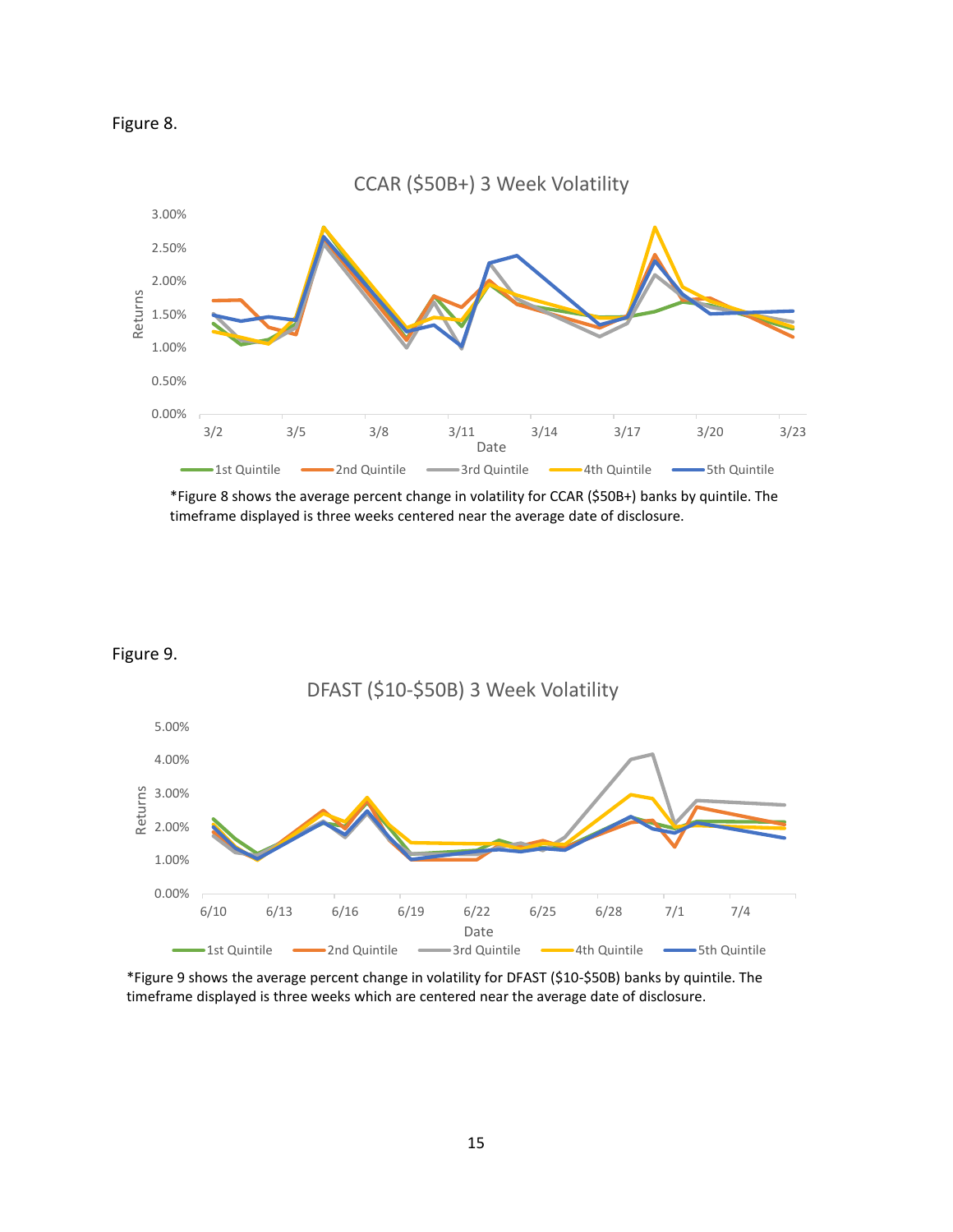Figure 8.

*Figure 8 shows the average percent change in volatility for CCAR ($50B+) banks by quintile. The timeframe displayed is three weeks centered near the average date of disclosure.

Figure 9.

*Figure 9 shows the average percent change in volatility for DFAST ($10-$50B) banks by quintile. The timeframe displayed is three weeks which are centered near the average date of disclosure.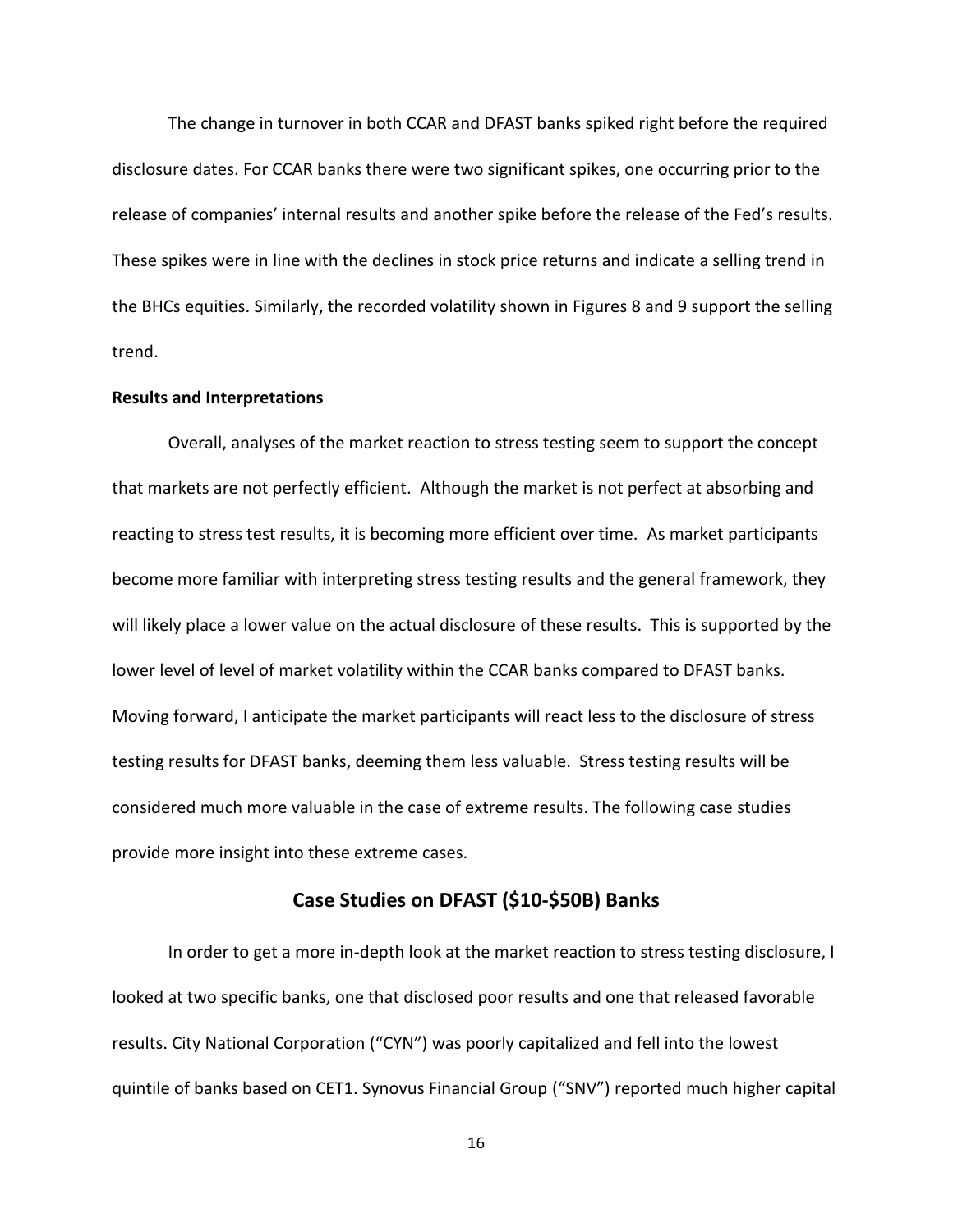The change in turnover in both CCAR and DFAST banks spiked right before the required disclosure dates. For CCAR banks there were two significant spikes, one occurring prior to the release of companies' internal results and another spike before the release of the Fed's results. These spikes were in line with the declines in stock price returns and indicate a selling trend in the BHCs equities. Similarly, the recorded volatility shown in Figures 8 and 9 support the selling trend.

**Results and Interpretations**

Overall, analyses of the market reaction to stress testing seem to support the concept that markets are not perfectly efficient. Although the market is not perfect at absorbing and reacting to stress test results, it is becoming more efficient over time. As market participants become more familiar with interpreting stress testing results and the general framework, they will likely place a lower value on the actual disclosure of these results. This is supported by the lower level of level of market volatility within the CCAR banks compared to DFAST banks. Moving forward, I anticipate the market participants will react less to the disclosure of stress testing results for DFAST banks, deeming them less valuable. Stress testing results will be considered much more valuable in the case of extreme results. The following case studies provide more insight into these extreme cases.

## Case Studies on DFAST ($10-$50B) Banks

In order to get a more in-depth look at the market reaction to stress testing disclosure, I looked at two specific banks, one that disclosed poor results and one that released favorable results. City National Corporation ("CYN") was poorly capitalized and fell into the lowest quintile of banks based on CET1. Synovus Financial Group ("SNV") reported much higher capital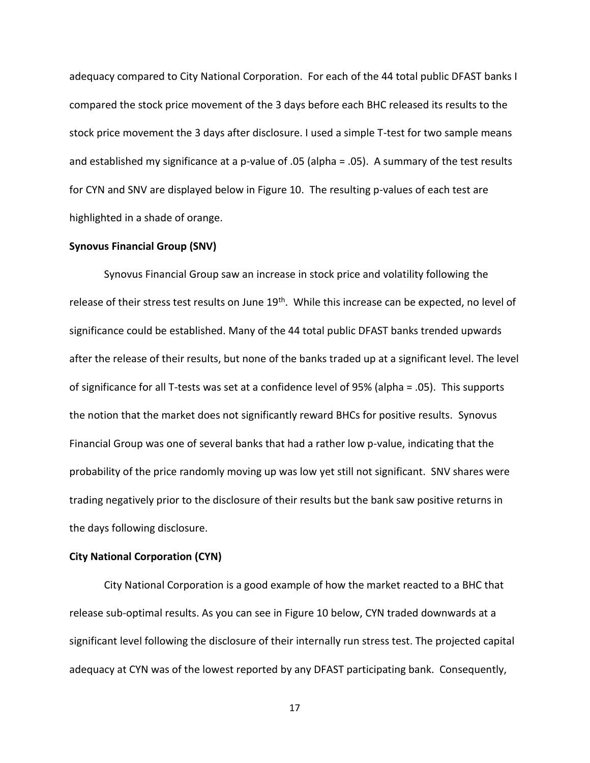adequacy compared to City National Corporation. For each of the 44 total public DFAST banks I compared the stock price movement of the 3 days before each BHC released its results to the stock price movement the 3 days after disclosure. I used a simple T-test for two sample means and established my significance at a p-value of .05 (alpha = .05). A summary of the test results for CYN and SNV are displayed below in Figure 10. The resulting p-values of each test are highlighted in a shade of orange.

**Synovus Financial Group (SNV)**

Synovus Financial Group saw an increase in stock price and volatility following the release of their stress test results on June 19th. While this increase can be expected, no level of significance could be established. Many of the 44 total public DFAST banks trended upwards after the release of their results, but none of the banks traded up at a significant level. The level of significance for all T-tests was set at a confidence level of 95% (alpha = .05). This supports the notion that the market does not significantly reward BHCs for positive results. Synovus Financial Group was one of several banks that had a rather low p-value, indicating that the probability of the price randomly moving up was low yet still not significant. SNV shares were trading negatively prior to the disclosure of their results but the bank saw positive returns in the days following disclosure.

**City National Corporation (CYN)**

City National Corporation is a good example of how the market reacted to a BHC that release sub-optimal results. As you can see in Figure 10 below, CYN traded downwards at a significant level following the disclosure of their internally run stress test. The projected capital adequacy at CYN was of the lowest reported by any DFAST participating bank. Consequently,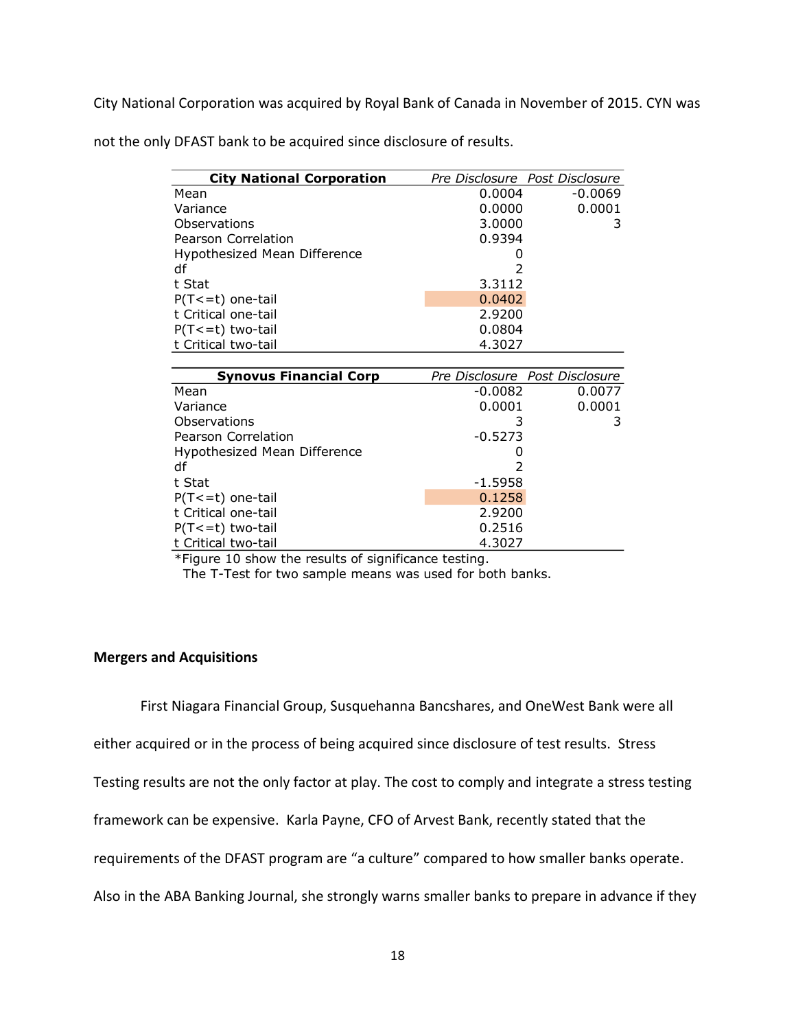City National Corporation was acquired by Royal Bank of Canada in November of 2015. CYN was not the only DFAST bank to be acquired since disclosure of results.

| **City National Corporation** | *Pre Disclosure* | *Post Disclosure* |
|---|---|---|
| Mean | 0.0004 | -0.0069 |
| Variance | 0.0000 | 0.0001 |
| Observations | 3.0000 | 3 |
| Pearson Correlation | 0.9394 | |
| Hypothesized Mean Difference | 0 | |
| df | 2 | |
| t Stat | 3.3112 | |
| P(T<=t) one-tail | 0.0402 | |
| t Critical one-tail | 2.9200 | |
| P(T<=t) two-tail | 0.0804 | |
| t Critical two-tail | 4.3027 | |

| **Synovus Financial Corp** | *Pre Disclosure* | *Post Disclosure* |
|---|---|---|
| Mean | -0.0082 | 0.0077 |
| Variance | 0.0001 | 0.0001 |
| Observations | 3 | 3 |
| Pearson Correlation | -0.5273 | |
| Hypothesized Mean Difference | 0 | |
| df | 2 | |
| t Stat | -1.5958 | |
| P(T<=t) one-tail | 0.1258 | |
| t Critical one-tail | 2.9200 | |
| P(T<=t) two-tail | 0.2516 | |
| t Critical two-tail | 4.3027 | |

*Figure 10 show the results of significance testing.
The T-Test for two sample means was used for both banks.

**Mergers and Acquisitions**

First Niagara Financial Group, Susquehanna Bancshares, and OneWest Bank were all either acquired or in the process of being acquired since disclosure of test results. Stress Testing results are not the only factor at play. The cost to comply and integrate a stress testing framework can be expensive. Karla Payne, CFO of Arvest Bank, recently stated that the requirements of the DFAST program are "a culture" compared to how smaller banks operate. Also in the ABA Banking Journal, she strongly warns smaller banks to prepare in advance if they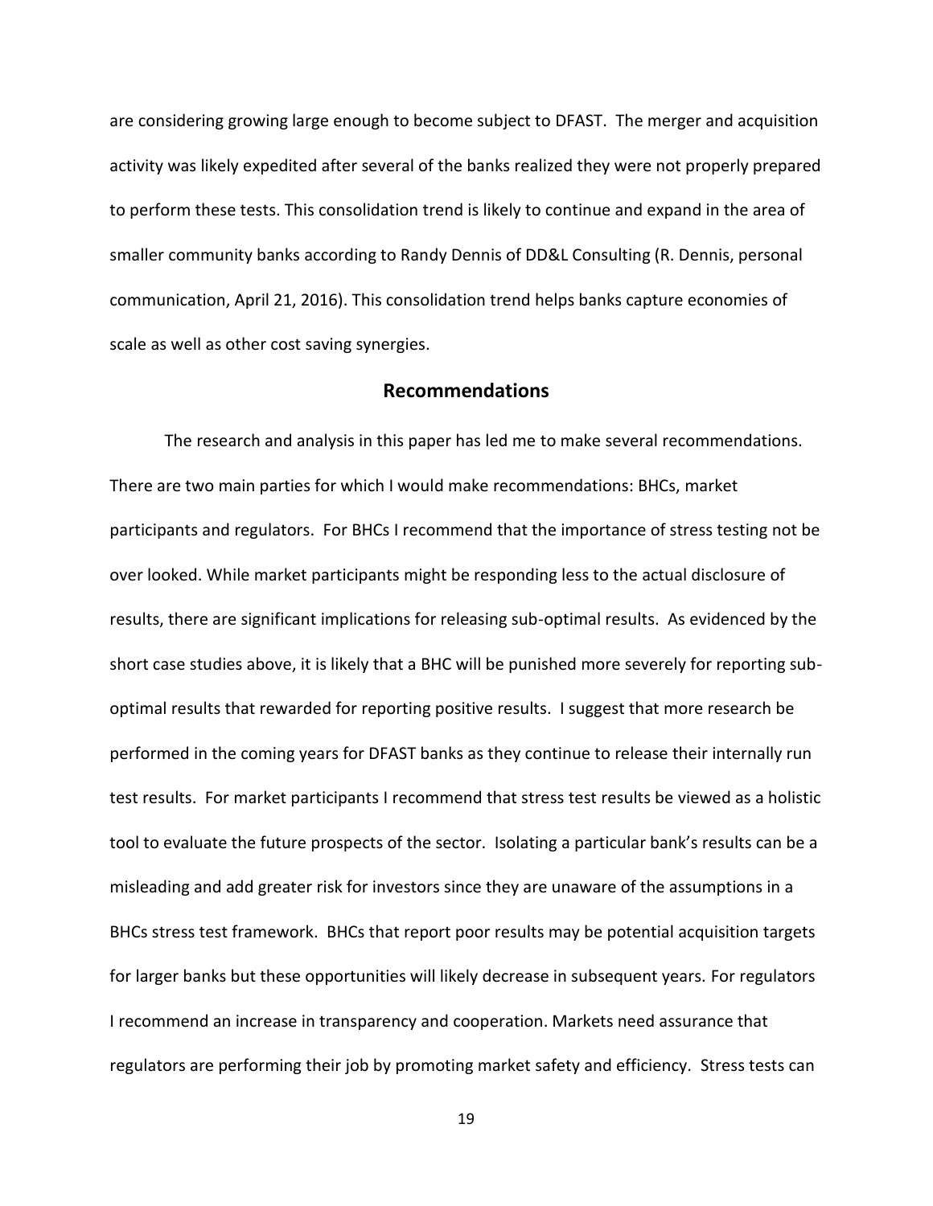are considering growing large enough to become subject to DFAST. The merger and acquisition activity was likely expedited after several of the banks realized they were not properly prepared to perform these tests. This consolidation trend is likely to continue and expand in the area of smaller community banks according to Randy Dennis of DD&L Consulting (R. Dennis, personal communication, April 21, 2016). This consolidation trend helps banks capture economies of scale as well as other cost saving synergies.

## Recommendations

The research and analysis in this paper has led me to make several recommendations. There are two main parties for which I would make recommendations: BHCs, market participants and regulators. For BHCs I recommend that the importance of stress testing not be over looked. While market participants might be responding less to the actual disclosure of results, there are significant implications for releasing sub-optimal results. As evidenced by the short case studies above, it is likely that a BHC will be punished more severely for reporting sub-optimal results that rewarded for reporting positive results. I suggest that more research be performed in the coming years for DFAST banks as they continue to release their internally run test results. For market participants I recommend that stress test results be viewed as a holistic tool to evaluate the future prospects of the sector. Isolating a particular bank's results can be a misleading and add greater risk for investors since they are unaware of the assumptions in a BHCs stress test framework. BHCs that report poor results may be potential acquisition targets for larger banks but these opportunities will likely decrease in subsequent years. For regulators I recommend an increase in transparency and cooperation. Markets need assurance that regulators are performing their job by promoting market safety and efficiency. Stress tests can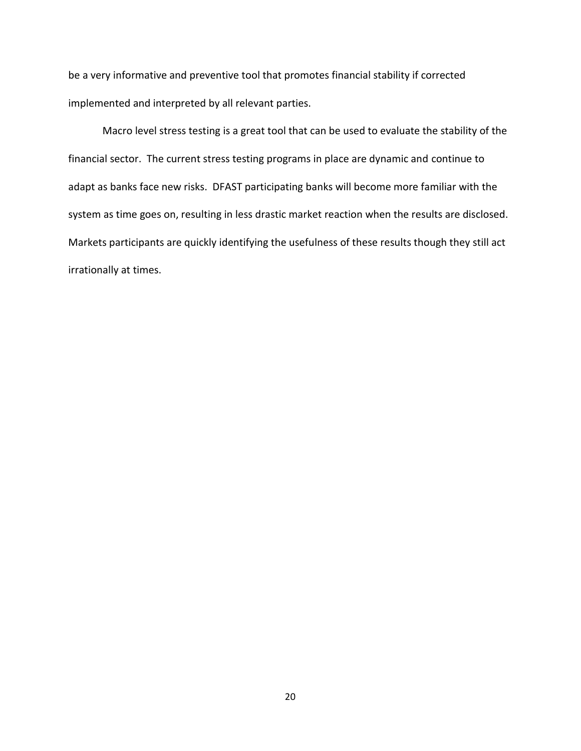be a very informative and preventive tool that promotes financial stability if corrected implemented and interpreted by all relevant parties.

Macro level stress testing is a great tool that can be used to evaluate the stability of the financial sector. The current stress testing programs in place are dynamic and continue to adapt as banks face new risks. DFAST participating banks will become more familiar with the system as time goes on, resulting in less drastic market reaction when the results are disclosed. Markets participants are quickly identifying the usefulness of these results though they still act irrationally at times.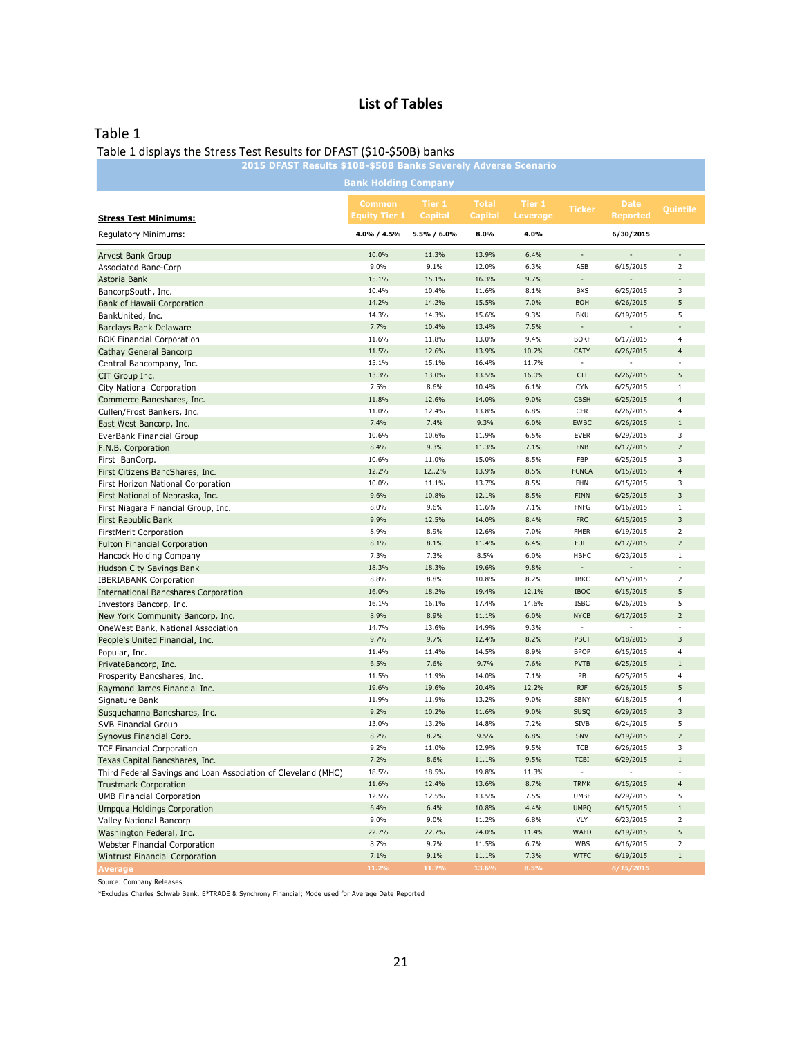# List of Tables

## Table 1

Table 1 displays the Stress Test Results for DFAST ($10-$50B) banks

| 2015 DFAST Results $10B-$50B Banks Severely Adverse Scenario | | | | | | | |
|---|---|---|---|---|---|---|---|
| **Bank Holding Company** | | | | | | | |
| **Stress Test Minimums:** | Common Equity Tier 1 | Tier 1 Capital | Total Capital | Tier 1 Leverage | Ticker | Date Reported | Quintile |
| Regulatory Minimums: | 4.0% / 4.5% | 5.5% / 6.0% | 8.0% | 4.0% | | 6/30/2015 | |
| Arvest Bank Group | 10.0% | 11.3% | 13.9% | 6.4% | - | - | - |
| Associated Banc-Corp | 9.0% | 9.1% | 12.0% | 6.3% | ASB | 6/15/2015 | 2 |
| Astoria Bank | 15.1% | 15.1% | 16.3% | 9.7% | - | - | - |
| BancorpSouth, Inc. | 10.4% | 10.4% | 11.6% | 8.1% | BXS | 6/25/2015 | 3 |
| Bank of Hawaii Corporation | 14.2% | 14.2% | 15.5% | 7.0% | BOH | 6/26/2015 | 5 |
| BankUnited, Inc. | 14.3% | 14.3% | 15.6% | 9.3% | BKU | 6/19/2015 | 5 |
| Barclays Bank Delaware | 7.7% | 10.4% | 13.4% | 7.5% | - | - | - |
| BOK Financial Corporation | 11.6% | 11.8% | 13.0% | 9.4% | BOKF | 6/17/2015 | 4 |
| Cathay General Bancorp | 11.5% | 12.6% | 13.9% | 10.7% | CATY | 6/26/2015 | 4 |
| Central Bancompany, Inc. | 15.1% | 15.1% | 16.4% | 11.7% | - | - | - |
| CIT Group Inc. | 13.3% | 13.0% | 13.5% | 16.0% | CIT | 6/26/2015 | 5 |
| City National Corporation | 7.5% | 8.6% | 10.4% | 6.1% | CYN | 6/25/2015 | 1 |
| Commerce Bancshares, Inc. | 11.8% | 12.6% | 14.0% | 9.0% | CBSH | 6/25/2015 | 4 |
| Cullen/Frost Bankers, Inc. | 11.0% | 12.4% | 13.8% | 6.8% | CFR | 6/26/2015 | 4 |
| East West Bancorp, Inc. | 7.4% | 7.4% | 9.3% | 6.0% | EWBC | 6/26/2015 | 1 |
| EverBank Financial Group | 10.6% | 10.6% | 11.9% | 6.5% | EVER | 6/29/2015 | 3 |
| F.N.B. Corporation | 8.4% | 9.3% | 11.3% | 7.1% | FNB | 6/17/2015 | 2 |
| First BanCorp. | 10.6% | 11.0% | 15.0% | 8.5% | FBP | 6/25/2015 | 3 |
| First Citizens BancShares, Inc. | 12.2% | 12..2% | 13.9% | 8.5% | FCNCA | 6/15/2015 | 4 |
| First Horizon National Corporation | 10.0% | 11.1% | 13.7% | 8.5% | FHN | 6/15/2015 | 3 |
| First National of Nebraska, Inc. | 9.6% | 10.8% | 12.1% | 8.5% | FINN | 6/25/2015 | 3 |
| First Niagara Financial Group, Inc. | 8.0% | 9.6% | 11.6% | 7.1% | FNFG | 6/16/2015 | 1 |
| First Republic Bank | 9.9% | 12.5% | 14.0% | 8.4% | FRC | 6/15/2015 | 3 |
| FirstMerit Corporation | 8.9% | 8.9% | 12.6% | 7.0% | FMER | 6/19/2015 | 2 |
| Fulton Financial Corporation | 8.1% | 8.1% | 11.4% | 6.4% | FULT | 6/17/2015 | 2 |
| Hancock Holding Company | 7.3% | 7.3% | 8.5% | 6.0% | HBHC | 6/23/2015 | 1 |
| Hudson City Savings Bank | 18.3% | 18.3% | 19.6% | 9.8% | - | - | - |
| IBERIABANK Corporation | 8.8% | 8.8% | 10.8% | 8.2% | IBKC | 6/15/2015 | 2 |
| International Bancshares Corporation | 16.0% | 18.2% | 19.4% | 12.1% | IBOC | 6/15/2015 | 5 |
| Investors Bancorp, Inc. | 16.1% | 16.1% | 17.4% | 14.6% | ISBC | 6/26/2015 | 5 |
| New York Community Bancorp, Inc. | 8.9% | 8.9% | 11.1% | 6.0% | NYCB | 6/17/2015 | 2 |
| OneWest Bank, National Association | 14.7% | 13.6% | 14.9% | 9.3% | - | - | - |
| People's United Financial, Inc. | 9.7% | 9.7% | 12.4% | 8.2% | PBCT | 6/18/2015 | 3 |
| Popular, Inc. | 11.4% | 11.4% | 14.5% | 8.9% | BPOP | 6/15/2015 | 4 |
| PrivateBancorp, Inc. | 6.5% | 7.6% | 9.7% | 7.6% | PVTB | 6/25/2015 | 1 |
| Prosperity Bancshares, Inc. | 11.5% | 11.9% | 14.0% | 7.1% | PB | 6/25/2015 | 4 |
| Raymond James Financial Inc. | 19.6% | 19.6% | 20.4% | 12.2% | RJF | 6/26/2015 | 5 |
| Signature Bank | 11.9% | 11.9% | 13.2% | 9.0% | SBNY | 6/18/2015 | 4 |
| Susquehanna Bancshares, Inc. | 9.2% | 10.2% | 11.6% | 9.0% | SUSQ | 6/29/2015 | 3 |
| SVB Financial Group | 13.0% | 13.2% | 14.8% | 7.2% | SIVB | 6/24/2015 | 5 |
| Synovus Financial Corp. | 8.2% | 8.2% | 9.5% | 6.8% | SNV | 6/19/2015 | 2 |
| TCF Financial Corporation | 9.2% | 11.0% | 12.9% | 9.5% | TCB | 6/26/2015 | 3 |
| Texas Capital Bancshares, Inc. | 7.2% | 8.6% | 11.1% | 9.5% | TCBI | 6/29/2015 | 1 |
| Third Federal Savings and Loan Association of Cleveland (MHC) | 18.5% | 18.5% | 19.8% | 11.3% | - | - | - |
| Trustmark Corporation | 11.6% | 12.4% | 13.6% | 8.7% | TRMK | 6/15/2015 | 4 |
| UMB Financial Corporation | 12.5% | 12.5% | 13.5% | 7.5% | UMBF | 6/29/2015 | 5 |
| Umpqua Holdings Corporation | 6.4% | 6.4% | 10.8% | 4.4% | UMPQ | 6/15/2015 | 1 |
| Valley National Bancorp | 9.0% | 9.0% | 11.2% | 6.8% | VLY | 6/23/2015 | 2 |
| Washington Federal, Inc. | 22.7% | 22.7% | 24.0% | 11.4% | WAFD | 6/19/2015 | 5 |
| Webster Financial Corporation | 8.7% | 9.7% | 11.5% | 6.7% | WBS | 6/16/2015 | 2 |
| Wintrust Financial Corporation | 7.1% | 9.1% | 11.1% | 7.3% | WTFC | 6/19/2015 | 1 |
| **Average** | **11.2%** | **11.7%** | **13.6%** | **8.5%** | | ***6/15/2015*** | |

Source: Company Releases

*Excludes Charles Schwab Bank, E*TRADE & Synchrony Financial; Mode used for Average Date Reported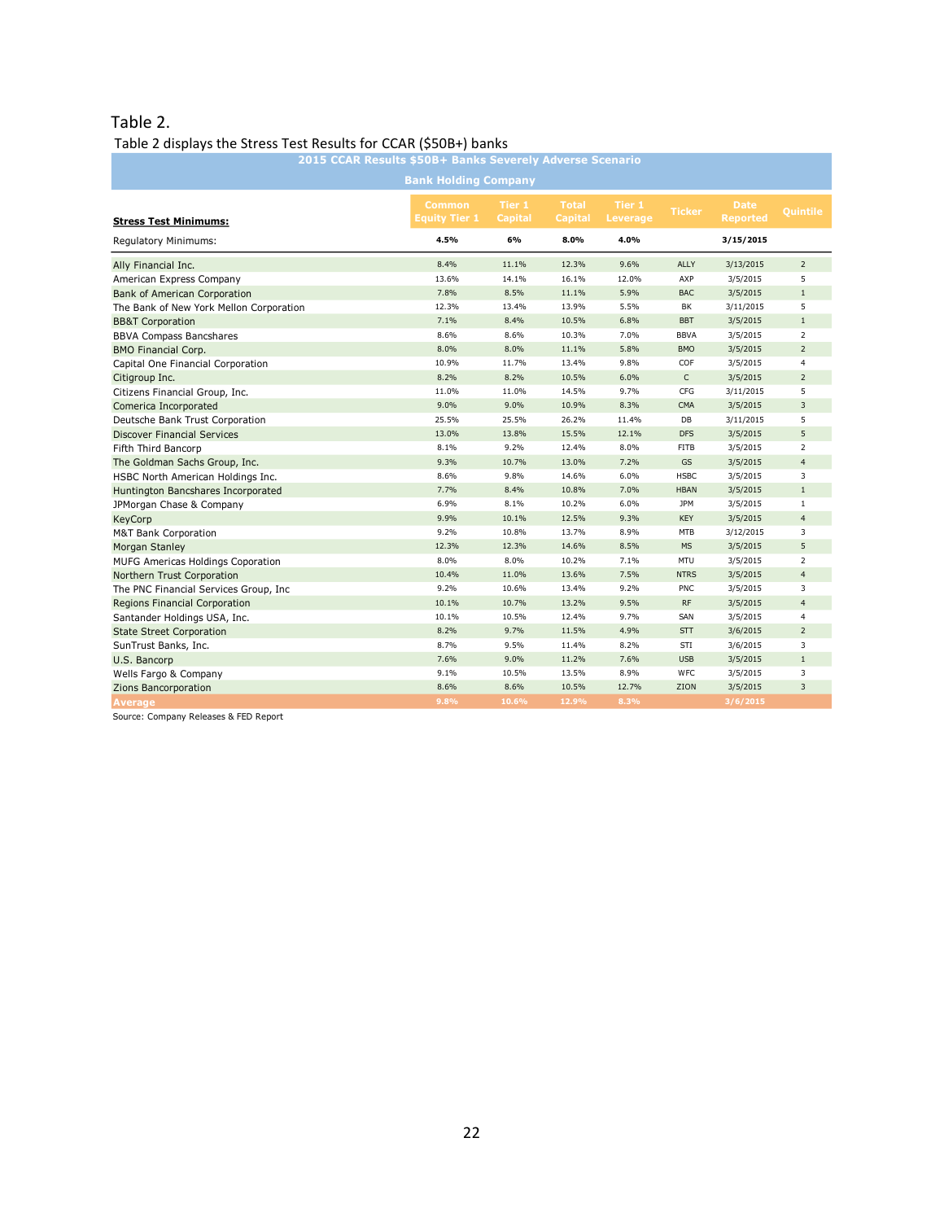Table 2.

Table 2 displays the Stress Test Results for CCAR ($50B+) banks

| 2015 CCAR Results $50B+ Banks Severely Adverse Scenario | | | | | | | |
|---|---|---|---|---|---|---|---|
| Bank Holding Company | | | | | | | |
| **Stress Test Minimums:** | Common Equity Tier 1 | Tier 1 Capital | Total Capital | Tier 1 Leverage | Ticker | Date Reported | Quintile |
| Regulatory Minimums: | **4.5%** | **6%** | **8.0%** | **4.0%** | | **3/15/2015** | |
| Ally Financial Inc. | 8.4% | 11.1% | 12.3% | 9.6% | ALLY | 3/13/2015 | 2 |
| American Express Company | 13.6% | 14.1% | 16.1% | 12.0% | AXP | 3/5/2015 | 5 |
| Bank of American Corporation | 7.8% | 8.5% | 11.1% | 5.9% | BAC | 3/5/2015 | 1 |
| The Bank of New York Mellon Corporation | 12.3% | 13.4% | 13.9% | 5.5% | BK | 3/11/2015 | 5 |
| BB&T Corporation | 7.1% | 8.4% | 10.5% | 6.8% | BBT | 3/5/2015 | 1 |
| BBVA Compass Bancshares | 8.6% | 8.6% | 10.3% | 7.0% | BBVA | 3/5/2015 | 2 |
| BMO Financial Corp. | 8.0% | 8.0% | 11.1% | 5.8% | BMO | 3/5/2015 | 2 |
| Capital One Financial Corporation | 10.9% | 11.7% | 13.4% | 9.8% | COF | 3/5/2015 | 4 |
| Citigroup Inc. | 8.2% | 8.2% | 10.5% | 6.0% | C | 3/5/2015 | 2 |
| Citizens Financial Group, Inc. | 11.0% | 11.0% | 14.5% | 9.7% | CFG | 3/11/2015 | 5 |
| Comerica Incorporated | 9.0% | 9.0% | 10.9% | 8.3% | CMA | 3/5/2015 | 3 |
| Deutsche Bank Trust Corporation | 25.5% | 25.5% | 26.2% | 11.4% | DB | 3/11/2015 | 5 |
| Discover Financial Services | 13.0% | 13.8% | 15.5% | 12.1% | DFS | 3/5/2015 | 5 |
| Fifth Third Bancorp | 8.1% | 9.2% | 12.4% | 8.0% | FITB | 3/5/2015 | 2 |
| The Goldman Sachs Group, Inc. | 9.3% | 10.7% | 13.0% | 7.2% | GS | 3/5/2015 | 4 |
| HSBC North American Holdings Inc. | 8.6% | 9.8% | 14.6% | 6.0% | HSBC | 3/5/2015 | 3 |
| Huntington Bancshares Incorporated | 7.7% | 8.4% | 10.8% | 7.0% | HBAN | 3/5/2015 | 1 |
| JPMorgan Chase & Company | 6.9% | 8.1% | 10.2% | 6.0% | JPM | 3/5/2015 | 1 |
| KeyCorp | 9.9% | 10.1% | 12.5% | 9.3% | KEY | 3/5/2015 | 4 |
| M&T Bank Corporation | 9.2% | 10.8% | 13.7% | 8.9% | MTB | 3/12/2015 | 3 |
| Morgan Stanley | 12.3% | 12.3% | 14.6% | 8.5% | MS | 3/5/2015 | 5 |
| MUFG Americas Holdings Coporation | 8.0% | 8.0% | 10.2% | 7.1% | MTU | 3/5/2015 | 2 |
| Northern Trust Corporation | 10.4% | 11.0% | 13.6% | 7.5% | NTRS | 3/5/2015 | 4 |
| The PNC Financial Services Group, Inc | 9.2% | 10.6% | 13.4% | 9.2% | PNC | 3/5/2015 | 3 |
| Regions Financial Corporation | 10.1% | 10.7% | 13.2% | 9.5% | RF | 3/5/2015 | 4 |
| Santander Holdings USA, Inc. | 10.1% | 10.5% | 12.4% | 9.7% | SAN | 3/5/2015 | 4 |
| State Street Corporation | 8.2% | 9.7% | 11.5% | 4.9% | STT | 3/6/2015 | 2 |
| SunTrust Banks, Inc. | 8.7% | 9.5% | 11.4% | 8.2% | STI | 3/6/2015 | 3 |
| U.S. Bancorp | 7.6% | 9.0% | 11.2% | 7.6% | USB | 3/5/2015 | 1 |
| Wells Fargo & Company | 9.1% | 10.5% | 13.5% | 8.9% | WFC | 3/5/2015 | 3 |
| Zions Bancorporation | 8.6% | 8.6% | 10.5% | 12.7% | ZION | 3/5/2015 | 3 |
| **Average** | **9.8%** | **10.6%** | **12.9%** | **8.3%** | | **3/6/2015** | |

Source: Company Releases & FED Report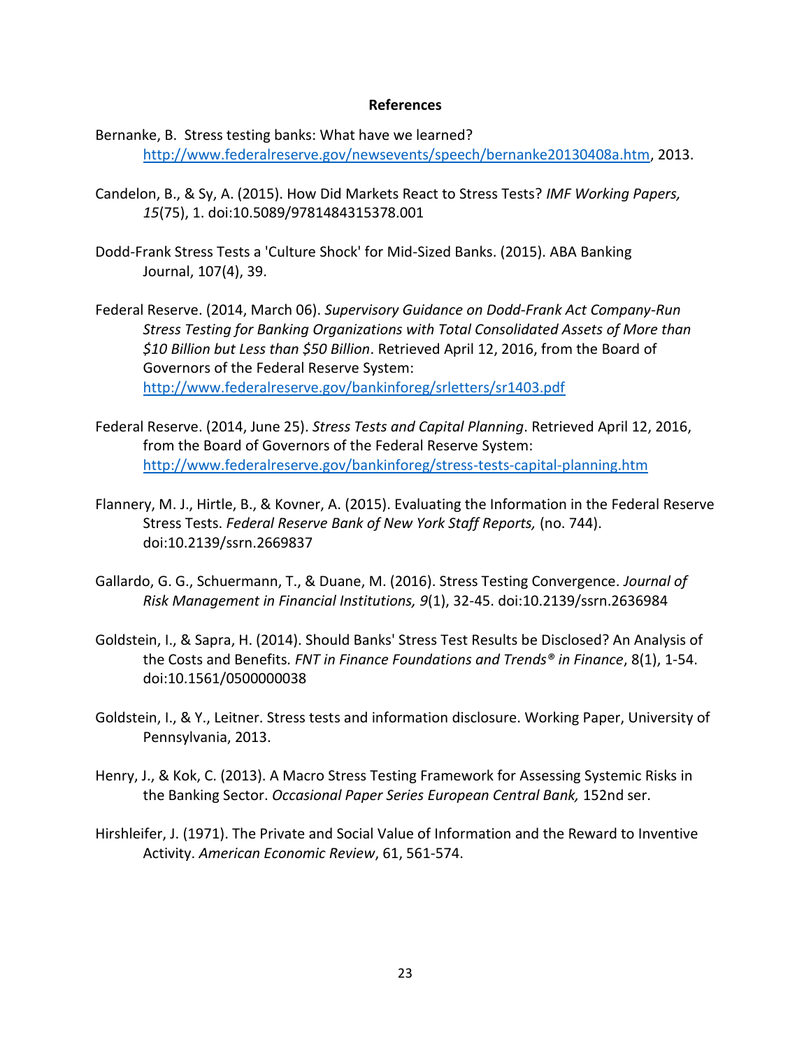## References

Bernanke, B. Stress testing banks: What have we learned? http://www.federalreserve.gov/newsevents/speech/bernanke20130408a.htm, 2013.

Candelon, B., & Sy, A. (2015). How Did Markets React to Stress Tests? *IMF Working Papers, 15*(75), 1. doi:10.5089/9781484315378.001

Dodd-Frank Stress Tests a 'Culture Shock' for Mid-Sized Banks. (2015). ABA Banking Journal, 107(4), 39.

Federal Reserve. (2014, March 06). *Supervisory Guidance on Dodd-Frank Act Company-Run Stress Testing for Banking Organizations with Total Consolidated Assets of More than $10 Billion but Less than $50 Billion*. Retrieved April 12, 2016, from the Board of Governors of the Federal Reserve System: http://www.federalreserve.gov/bankinforeg/srletters/sr1403.pdf

Federal Reserve. (2014, June 25). *Stress Tests and Capital Planning*. Retrieved April 12, 2016, from the Board of Governors of the Federal Reserve System: http://www.federalreserve.gov/bankinforeg/stress-tests-capital-planning.htm

Flannery, M. J., Hirtle, B., & Kovner, A. (2015). Evaluating the Information in the Federal Reserve Stress Tests. *Federal Reserve Bank of New York Staff Reports,* (no. 744). doi:10.2139/ssrn.2669837

Gallardo, G. G., Schuermann, T., & Duane, M. (2016). Stress Testing Convergence. *Journal of Risk Management in Financial Institutions, 9*(1), 32-45. doi:10.2139/ssrn.2636984

Goldstein, I., & Sapra, H. (2014). Should Banks' Stress Test Results be Disclosed? An Analysis of the Costs and Benefits*. FNT in Finance Foundations and Trends® in Finance*, 8(1), 1-54. doi:10.1561/0500000038

Goldstein, I., & Y., Leitner. Stress tests and information disclosure. Working Paper, University of Pennsylvania, 2013.

Henry, J., & Kok, C. (2013). A Macro Stress Testing Framework for Assessing Systemic Risks in the Banking Sector. *Occasional Paper Series European Central Bank,* 152nd ser.

Hirshleifer, J. (1971). The Private and Social Value of Information and the Reward to Inventive Activity. *American Economic Review*, 61, 561-574.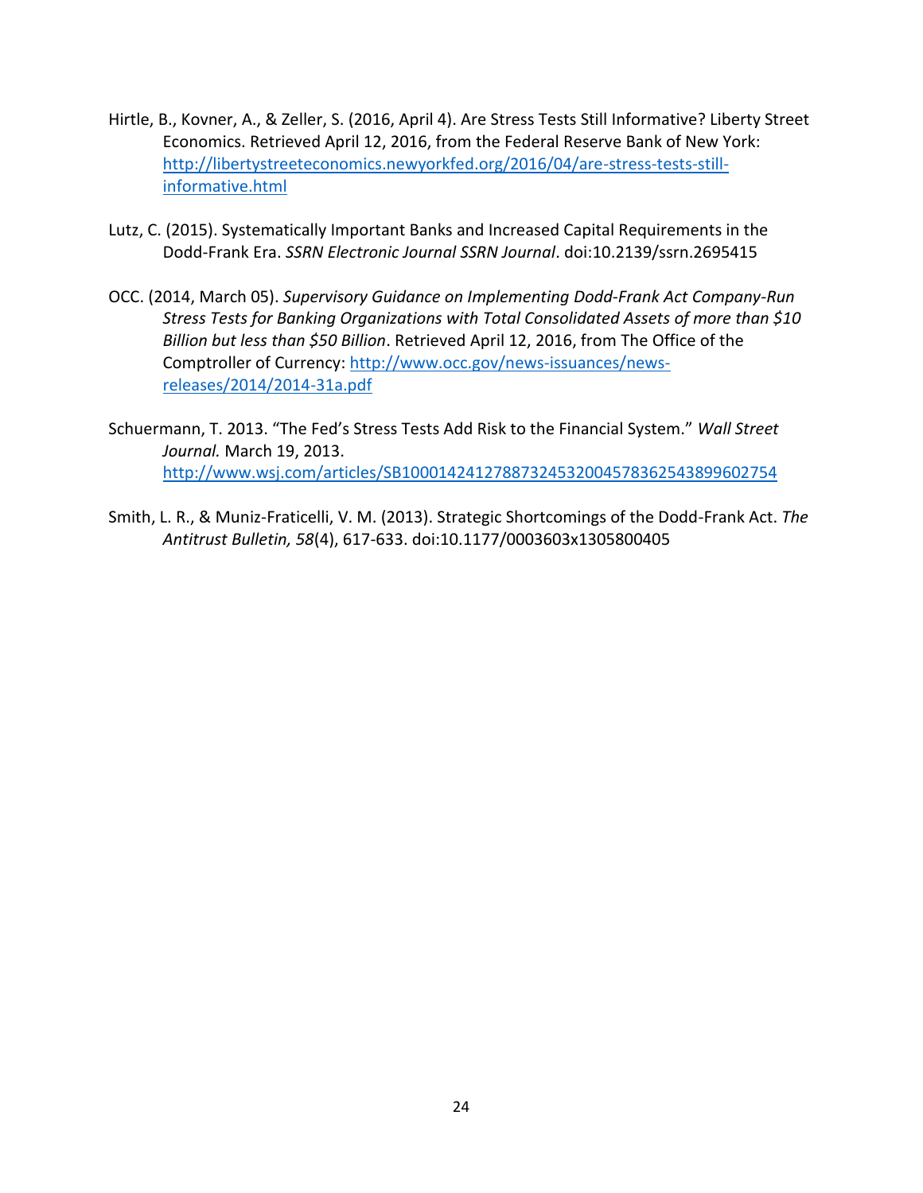Hirtle, B., Kovner, A., & Zeller, S. (2016, April 4). Are Stress Tests Still Informative? Liberty Street Economics. Retrieved April 12, 2016, from the Federal Reserve Bank of New York: http://libertystreeteconomics.newyorkfed.org/2016/04/are-stress-tests-still-informative.html

Lutz, C. (2015). Systematically Important Banks and Increased Capital Requirements in the Dodd-Frank Era. *SSRN Electronic Journal SSRN Journal*. doi:10.2139/ssrn.2695415

OCC. (2014, March 05). *Supervisory Guidance on Implementing Dodd-Frank Act Company-Run Stress Tests for Banking Organizations with Total Consolidated Assets of more than $10 Billion but less than $50 Billion*. Retrieved April 12, 2016, from The Office of the Comptroller of Currency: http://www.occ.gov/news-issuances/news-releases/2014/2014-31a.pdf

Schuermann, T. 2013. "The Fed's Stress Tests Add Risk to the Financial System." *Wall Street Journal.* March 19, 2013. http://www.wsj.com/articles/SB10001424127887324532004578362543899602754

Smith, L. R., & Muniz-Fraticelli, V. M. (2013). Strategic Shortcomings of the Dodd-Frank Act. *The Antitrust Bulletin, 58*(4), 617-633. doi:10.1177/0003603x1305800405